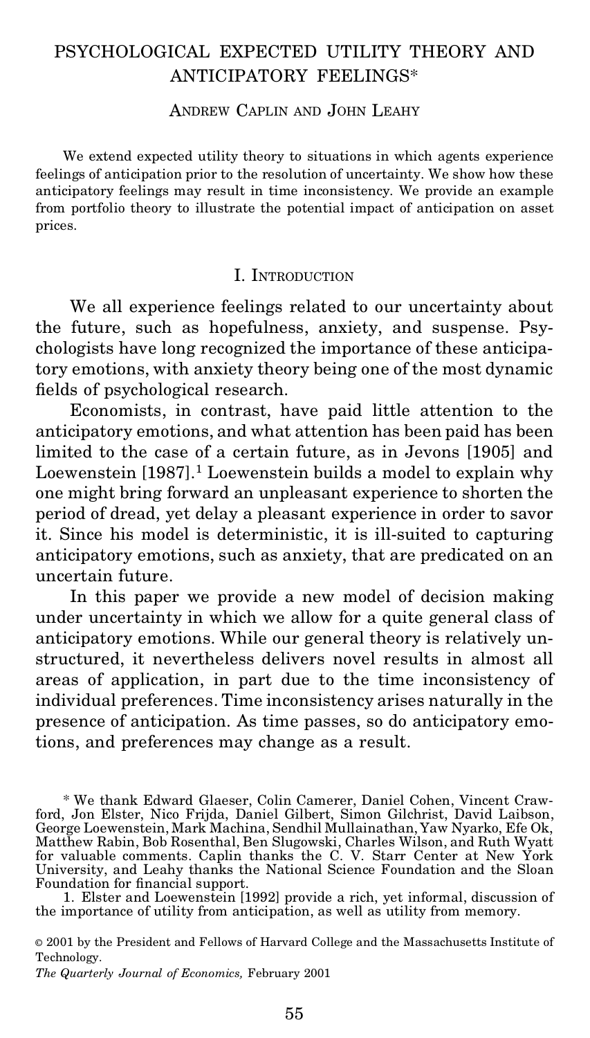# PSYCHOLOGICAL EXPECTED UTILITY THEORY AND ANTICIPATORY FEELINGS*

ANDREW CAPLIN AND JOHN LEAHY

We extend expected utility theory to situations in which agents experience feelings of anticipation prior to the resolution of uncertainty. We show how these anticipatory feelings may result in time inconsistency. We provide an example from portfolio theory to illustrate the potential impact of anticipation on asset prices.

## I. INTRODUCTION

We all experience feelings related to our uncertainty about the future, such as hopefulness, anxiety, and suspense. Psychologists have long recognized the importance of these anticipatory emotions, with anxiety theory being one of the most dynamic fields of psychological research.

Economists, in contrast, have paid little attention to the anticipatory emotions, and what attention has been paid has been limited to the case of a certain future, as in Jevons [1905] and Loewenstein [1987].[1] Loewenstein builds a model to explain why one might bring forward an unpleasant experience to shorten the period of dread, yet delay a pleasant experience in order to savor it. Since his model is deterministic, it is ill-suited to capturing anticipatory emotions, such as anxiety, that are predicated on an uncertain future.

In this paper we provide a new model of decision making under uncertainty in which we allow for a quite general class of anticipatory emotions. While our general theory is relatively unstructured, it nevertheless delivers novel results in almost all areas of application, in part due to the time inconsistency of individual preferences. Time inconsistency arises naturally in the presence of anticipation. As time passes, so do anticipatory emotions, and preferences may change as a result.

\* We thank Edward Glaeser, Colin Camerer, Daniel Cohen, Vincent Crawford, Jon Elster, Nico Frijda, Daniel Gilbert, Simon Gilchrist, David Laibson, George Loewenstein, Mark Machina, Sendhil Mullainathan, Yaw Nyarko, Efe Ok, Matthew Rabin, Bob Rosenthal, Ben Slugowski, Charles Wilson, and Ruth Wyatt for valuable comments. Caplin thanks the C. V. Starr Center at New York University, and Leahy thanks the National Science Foundation and the Sloan Foundation for financial support.

1. Elster and Loewenstein [1992] provide a rich, yet informal, discussion of the importance of utility from anticipation, as well as utility from memory.

© 2001 by the President and Fellows of Harvard College and the Massachusetts Institute of Technology.

*The Quarterly Journal of Economics,* February 2001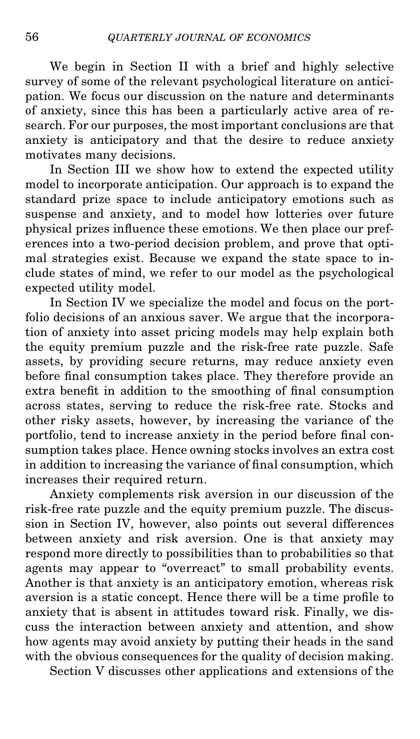We begin in Section II with a brief and highly selective survey of some of the relevant psychological literature on anticipation. We focus our discussion on the nature and determinants of anxiety, since this has been a particularly active area of research. For our purposes, the most important conclusions are that anxiety is anticipatory and that the desire to reduce anxiety motivates many decisions.

In Section III we show how to extend the expected utility model to incorporate anticipation. Our approach is to expand the standard prize space to include anticipatory emotions such as suspense and anxiety, and to model how lotteries over future physical prizes influence these emotions. We then place our preferences into a two-period decision problem, and prove that optimal strategies exist. Because we expand the state space to include states of mind, we refer to our model as the psychological expected utility model.

In Section IV we specialize the model and focus on the portfolio decisions of an anxious saver. We argue that the incorporation of anxiety into asset pricing models may help explain both the equity premium puzzle and the risk-free rate puzzle. Safe assets, by providing secure returns, may reduce anxiety even before final consumption takes place. They therefore provide an extra benefit in addition to the smoothing of final consumption across states, serving to reduce the risk-free rate. Stocks and other risky assets, however, by increasing the variance of the portfolio, tend to increase anxiety in the period before final consumption takes place. Hence owning stocks involves an extra cost in addition to increasing the variance of final consumption, which increases their required return.

Anxiety complements risk aversion in our discussion of the risk-free rate puzzle and the equity premium puzzle. The discussion in Section IV, however, also points out several differences between anxiety and risk aversion. One is that anxiety may respond more directly to possibilities than to probabilities so that agents may appear to "overreact" to small probability events. Another is that anxiety is an anticipatory emotion, whereas risk aversion is a static concept. Hence there will be a time profile to anxiety that is absent in attitudes toward risk. Finally, we discuss the interaction between anxiety and attention, and show how agents may avoid anxiety by putting their heads in the sand with the obvious consequences for the quality of decision making.

Section V discusses other applications and extensions of the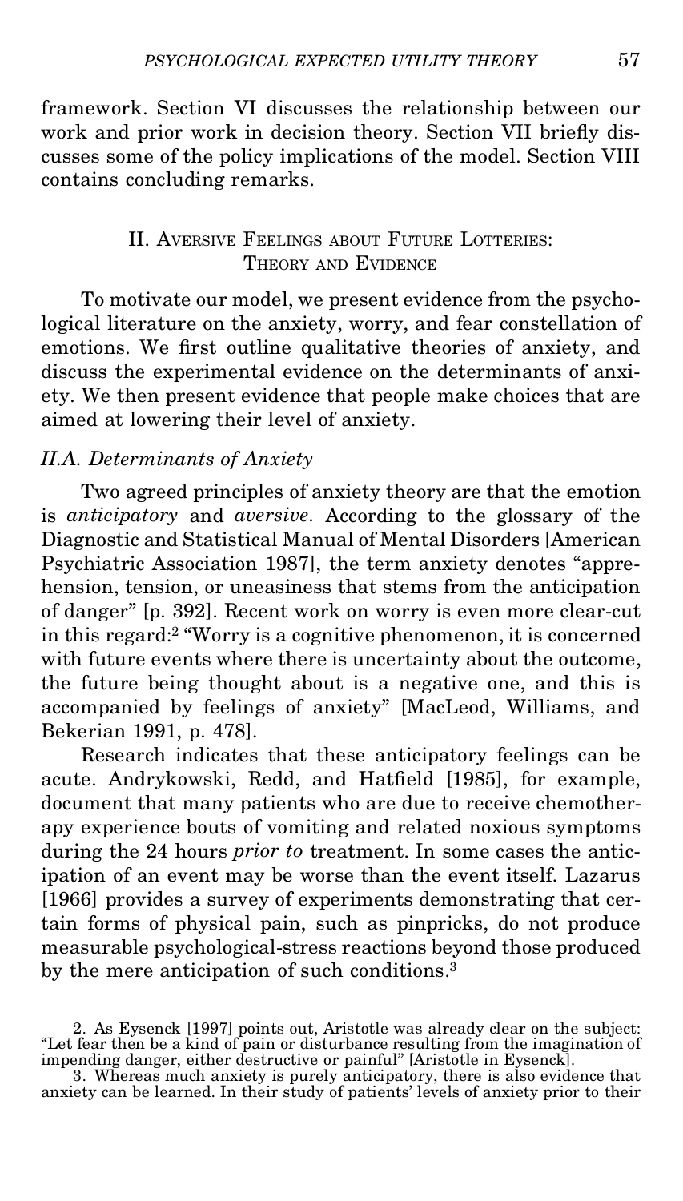framework. Section VI discusses the relationship between our work and prior work in decision theory. Section VII briefly discusses some of the policy implications of the model. Section VIII contains concluding remarks.

## II. Aversive Feelings about Future Lotteries: Theory and Evidence

To motivate our model, we present evidence from the psychological literature on the anxiety, worry, and fear constellation of emotions. We first outline qualitative theories of anxiety, and discuss the experimental evidence on the determinants of anxiety. We then present evidence that people make choices that are aimed at lowering their level of anxiety.

### *II.A. Determinants of Anxiety*

Two agreed principles of anxiety theory are that the emotion is *anticipatory* and *aversive*. According to the glossary of the Diagnostic and Statistical Manual of Mental Disorders [American Psychiatric Association 1987], the term anxiety denotes "apprehension, tension, or uneasiness that stems from the anticipation of danger" [p. 392]. Recent work on worry is even more clear-cut in this regard:[2] "Worry is a cognitive phenomenon, it is concerned with future events where there is uncertainty about the outcome, the future being thought about is a negative one, and this is accompanied by feelings of anxiety" [MacLeod, Williams, and Bekerian 1991, p. 478].

Research indicates that these anticipatory feelings can be acute. Andrykowski, Redd, and Hatfield [1985], for example, document that many patients who are due to receive chemotherapy experience bouts of vomiting and related noxious symptoms during the 24 hours *prior to* treatment. In some cases the anticipation of an event may be worse than the event itself. Lazarus [1966] provides a survey of experiments demonstrating that certain forms of physical pain, such as pinpricks, do not produce measurable psychological-stress reactions beyond those produced by the mere anticipation of such conditions.[3]

2. As Eysenck [1997] points out, Aristotle was already clear on the subject: "Let fear then be a kind of pain or disturbance resulting from the imagination of impending danger, either destructive or painful" [Aristotle in Eysenck].

3. Whereas much anxiety is purely anticipatory, there is also evidence that anxiety can be learned. In their study of patients' levels of anxiety prior to their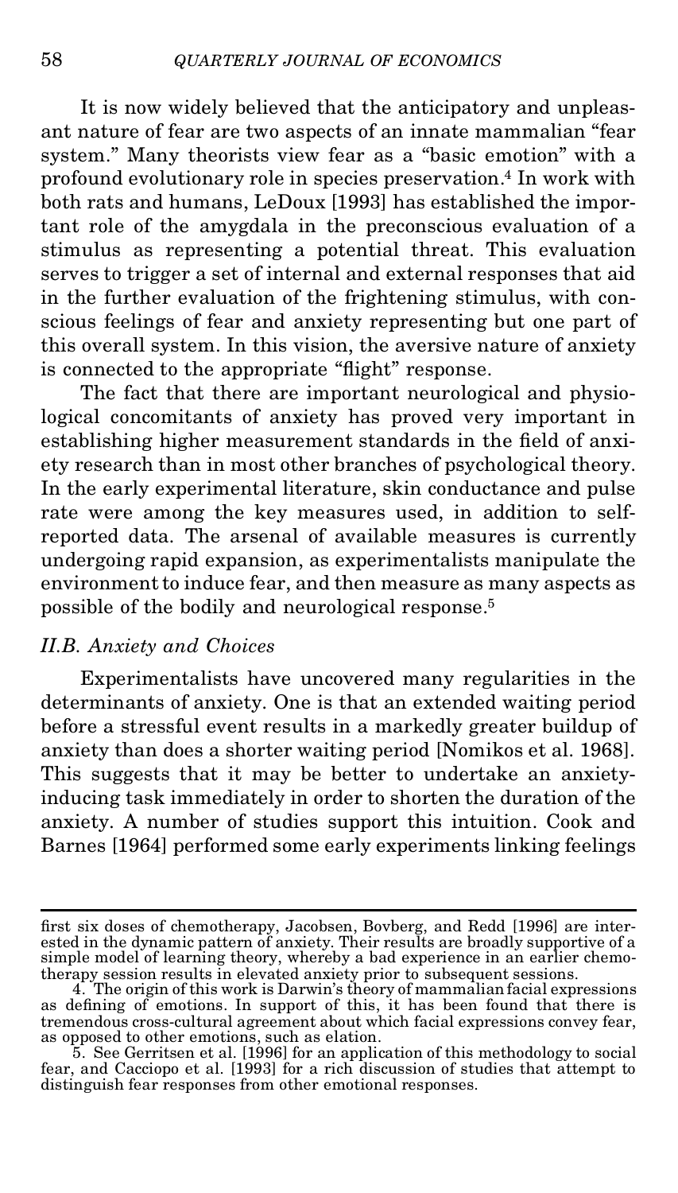It is now widely believed that the anticipatory and unpleasant nature of fear are two aspects of an innate mammalian "fear system." Many theorists view fear as a "basic emotion" with a profound evolutionary role in species preservation.[4] In work with both rats and humans, LeDoux [1993] has established the important role of the amygdala in the preconscious evaluation of a stimulus as representing a potential threat. This evaluation serves to trigger a set of internal and external responses that aid in the further evaluation of the frightening stimulus, with conscious feelings of fear and anxiety representing but one part of this overall system. In this vision, the aversive nature of anxiety is connected to the appropriate "flight" response.

The fact that there are important neurological and physiological concomitants of anxiety has proved very important in establishing higher measurement standards in the field of anxiety research than in most other branches of psychological theory. In the early experimental literature, skin conductance and pulse rate were among the key measures used, in addition to self-reported data. The arsenal of available measures is currently undergoing rapid expansion, as experimentalists manipulate the environment to induce fear, and then measure as many aspects as possible of the bodily and neurological response.[5]

### *II.B. Anxiety and Choices*

Experimentalists have uncovered many regularities in the determinants of anxiety. One is that an extended waiting period before a stressful event results in a markedly greater buildup of anxiety than does a shorter waiting period [Nomikos et al. 1968]. This suggests that it may be better to undertake an anxiety-inducing task immediately in order to shorten the duration of the anxiety. A number of studies support this intuition. Cook and Barnes [1964] performed some early experiments linking feelings

---

first six doses of chemotherapy, Jacobsen, Bovberg, and Redd [1996] are interested in the dynamic pattern of anxiety. Their results are broadly supportive of a simple model of learning theory, whereby a bad experience in an earlier chemotherapy session results in elevated anxiety prior to subsequent sessions.

4. The origin of this work is Darwin's theory of mammalian facial expressions as defining of emotions. In support of this, it has been found that there is tremendous cross-cultural agreement about which facial expressions convey fear, as opposed to other emotions, such as elation.

5. See Gerritsen et al. [1996] for an application of this methodology to social fear, and Cacciopo et al. [1993] for a rich discussion of studies that attempt to distinguish fear responses from other emotional responses.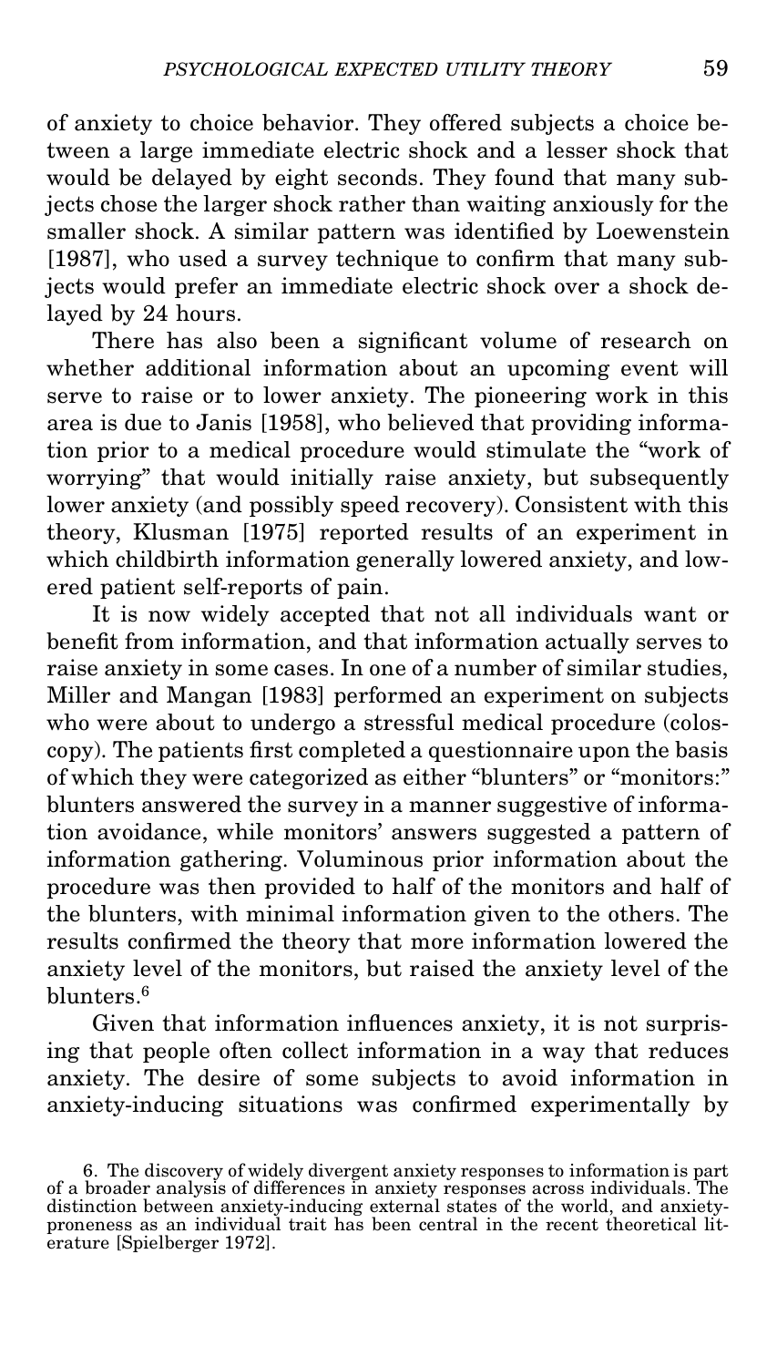of anxiety to choice behavior. They offered subjects a choice between a large immediate electric shock and a lesser shock that would be delayed by eight seconds. They found that many subjects chose the larger shock rather than waiting anxiously for the smaller shock. A similar pattern was identified by Loewenstein [1987], who used a survey technique to confirm that many subjects would prefer an immediate electric shock over a shock delayed by 24 hours.

There has also been a significant volume of research on whether additional information about an upcoming event will serve to raise or to lower anxiety. The pioneering work in this area is due to Janis [1958], who believed that providing information prior to a medical procedure would stimulate the "work of worrying" that would initially raise anxiety, but subsequently lower anxiety (and possibly speed recovery). Consistent with this theory, Klusman [1975] reported results of an experiment in which childbirth information generally lowered anxiety, and lowered patient self-reports of pain.

It is now widely accepted that not all individuals want or benefit from information, and that information actually serves to raise anxiety in some cases. In one of a number of similar studies, Miller and Mangan [1983] performed an experiment on subjects who were about to undergo a stressful medical procedure (coloscopy). The patients first completed a questionnaire upon the basis of which they were categorized as either "blunters" or "monitors:" blunters answered the survey in a manner suggestive of information avoidance, while monitors' answers suggested a pattern of information gathering. Voluminous prior information about the procedure was then provided to half of the monitors and half of the blunters, with minimal information given to the others. The results confirmed the theory that more information lowered the anxiety level of the monitors, but raised the anxiety level of the blunters.[6]

Given that information influences anxiety, it is not surprising that people often collect information in a way that reduces anxiety. The desire of some subjects to avoid information in anxiety-inducing situations was confirmed experimentally by

6. The discovery of widely divergent anxiety responses to information is part of a broader analysis of differences in anxiety responses across individuals. The distinction between anxiety-inducing external states of the world, and anxiety-proneness as an individual trait has been central in the recent theoretical literature [Spielberger 1972].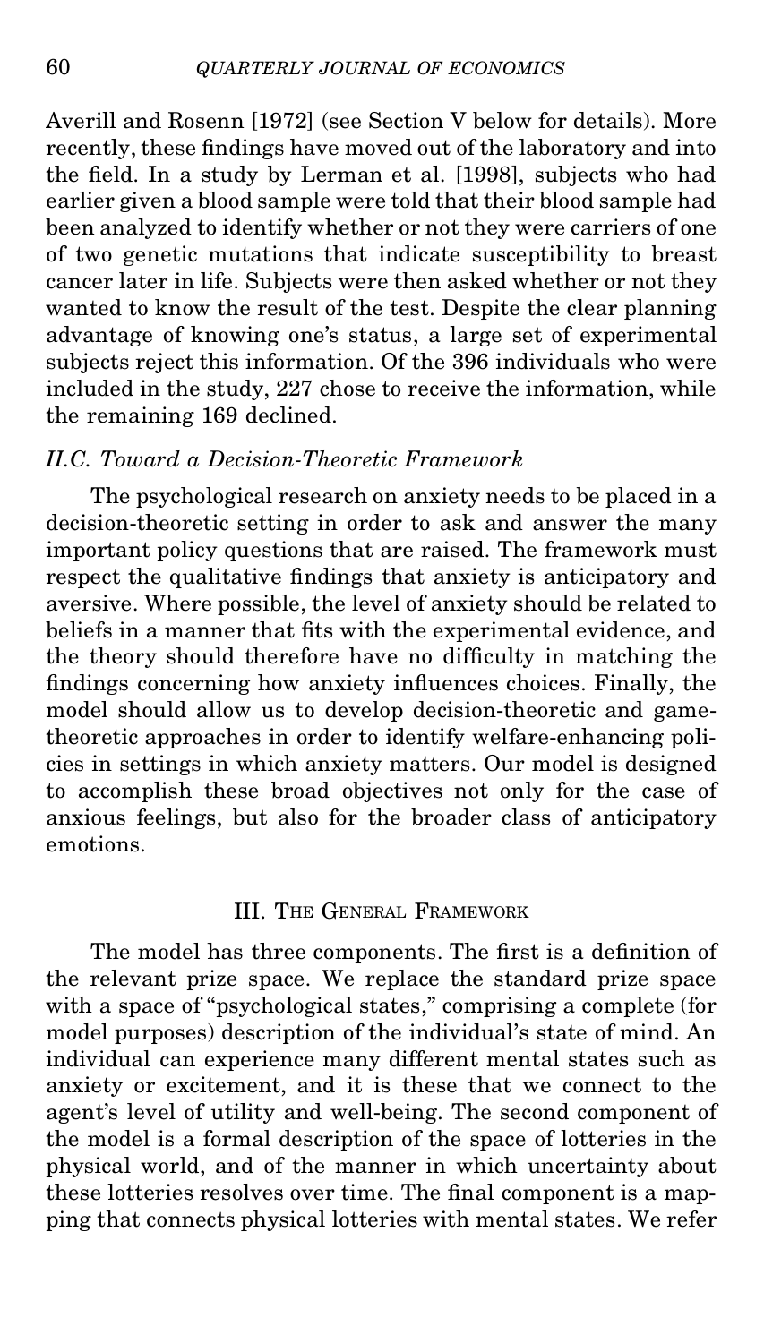Averill and Rosenn [1972] (see Section V below for details). More recently, these findings have moved out of the laboratory and into the field. In a study by Lerman et al. [1998], subjects who had earlier given a blood sample were told that their blood sample had been analyzed to identify whether or not they were carriers of one of two genetic mutations that indicate susceptibility to breast cancer later in life. Subjects were then asked whether or not they wanted to know the result of the test. Despite the clear planning advantage of knowing one's status, a large set of experimental subjects reject this information. Of the 396 individuals who were included in the study, 227 chose to receive the information, while the remaining 169 declined.

### *II.C. Toward a Decision-Theoretic Framework*

The psychological research on anxiety needs to be placed in a decision-theoretic setting in order to ask and answer the many important policy questions that are raised. The framework must respect the qualitative findings that anxiety is anticipatory and aversive. Where possible, the level of anxiety should be related to beliefs in a manner that fits with the experimental evidence, and the theory should therefore have no difficulty in matching the findings concerning how anxiety influences choices. Finally, the model should allow us to develop decision-theoretic and game-theoretic approaches in order to identify welfare-enhancing policies in settings in which anxiety matters. Our model is designed to accomplish these broad objectives not only for the case of anxious feelings, but also for the broader class of anticipatory emotions.

## III. The General Framework

The model has three components. The first is a definition of the relevant prize space. We replace the standard prize space with a space of "psychological states," comprising a complete (for model purposes) description of the individual's state of mind. An individual can experience many different mental states such as anxiety or excitement, and it is these that we connect to the agent's level of utility and well-being. The second component of the model is a formal description of the space of lotteries in the physical world, and of the manner in which uncertainty about these lotteries resolves over time. The final component is a mapping that connects physical lotteries with mental states. We refer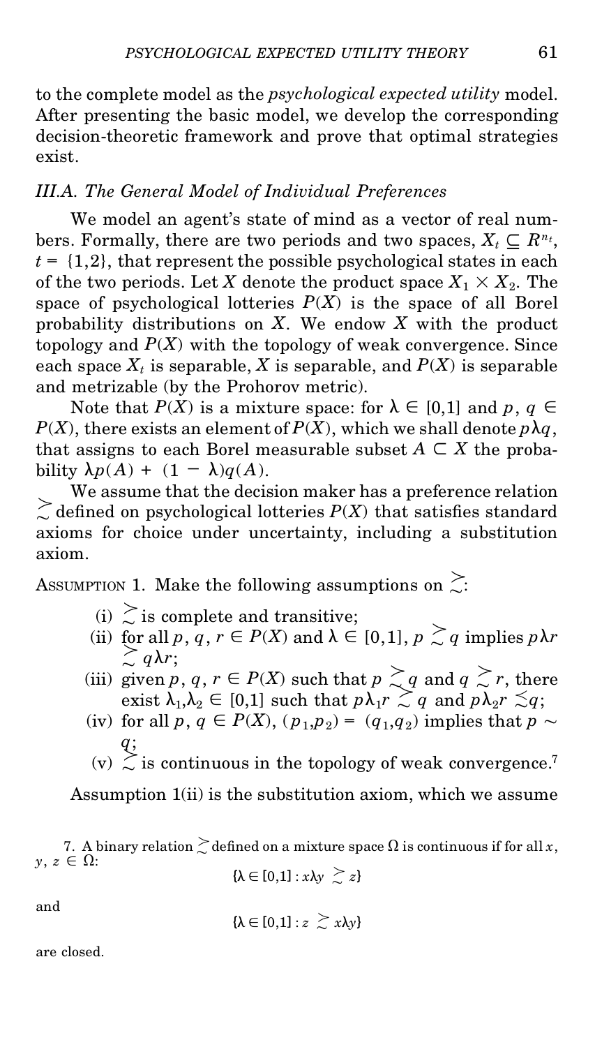to the complete model as the *psychological expected utility* model. After presenting the basic model, we develop the corresponding decision-theoretic framework and prove that optimal strategies exist.

### III.A. The General Model of Individual Preferences

We model an agent's state of mind as a vector of real numbers. Formally, there are two periods and two spaces, $X_t \subseteq R^{n_t}$, $t = \{1,2\}$, that represent the possible psychological states in each of the two periods. Let $X$ denote the product space $X_1 \times X_2$. The space of psychological lotteries $P(X)$ is the space of all Borel probability distributions on $X$. We endow $X$ with the product topology and $P(X)$ with the topology of weak convergence. Since each space $X_t$ is separable, $X$ is separable, and $P(X)$ is separable and metrizable (by the Prohorov metric).

Note that $P(X)$ is a mixture space: for $\lambda \in [0,1]$ and $p, q \in P(X)$, there exists an element of $P(X)$, which we shall denote $p\lambda q$, that assigns to each Borel measurable subset $A \subset X$ the probability $\lambda p(A) + (1 - \lambda)q(A)$.

We assume that the decision maker has a preference relation $\succsim$ defined on psychological lotteries $P(X)$ that satisfies standard axioms for choice under uncertainty, including a substitution axiom.

ASSUMPTION 1. Make the following assumptions on $\succsim$:

(i) $\succsim$ is complete and transitive;

(ii) for all $p, q, r \in P(X)$ and $\lambda \in [0,1]$, $p \succsim q$ implies $p\lambda r \succsim q\lambda r$;

(iii) given $p, q, r \in P(X)$ such that $p \succsim q$ and $q \succsim r$, there exist $\lambda_1, \lambda_2 \in [0,1]$ such that $p\lambda_1 r \succsim q$ and $p\lambda_2 r \precsim q$;

(iv) for all $p, q \in P(X)$, $(p_1,p_2) = (q_1,q_2)$ implies that $p \sim q$;

(v) $\succsim$ is continuous in the topology of weak convergence.[7]

Assumption 1(ii) is the substitution axiom, which we assume

---

7. A binary relation $\succsim$ defined on a mixture space $\Omega$ is continuous if for all $x, y, z \in \Omega$:

$$\{\lambda \in [0,1] : x\lambda y \succsim z\}$$

and

$$\{\lambda \in [0,1] : z \succsim x\lambda y\}$$

are closed.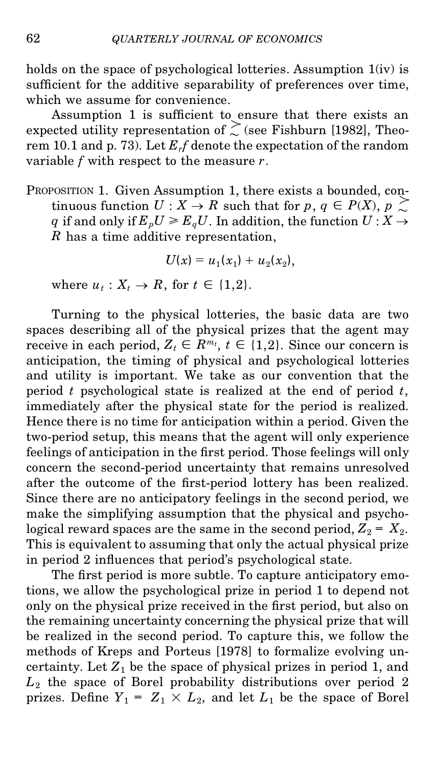holds on the space of psychological lotteries. Assumption 1(iv) is sufficient for the additive separability of preferences over time, which we assume for convenience.

Assumption 1 is sufficient to ensure that there exists an expected utility representation of $\succsim$ (see Fishburn [1982], Theorem 10.1 and p. 73). Let $E_r f$ denote the expectation of the random variable $f$ with respect to the measure $r$.

PROPOSITION 1. Given Assumption 1, there exists a bounded, continuous function $U : X \to R$ such that for $p, q \in P(X)$, $p \succsim q$ if and only if $E_p U \geqslant E_q U$. In addition, the function $U : X \to R$ has a time additive representation,

$$U(x) = u_1(x_1) + u_2(x_2),$$

where $u_t : X_t \to R$, for $t \in \{1,2\}$.

Turning to the physical lotteries, the basic data are two spaces describing all of the physical prizes that the agent may receive in each period, $Z_t \in R^{m_t}$, $t \in \{1,2\}$. Since our concern is anticipation, the timing of physical and psychological lotteries and utility is important. We take as our convention that the period $t$ psychological state is realized at the end of period $t$, immediately after the physical state for the period is realized. Hence there is no time for anticipation within a period. Given the two-period setup, this means that the agent will only experience feelings of anticipation in the first period. Those feelings will only concern the second-period uncertainty that remains unresolved after the outcome of the first-period lottery has been realized. Since there are no anticipatory feelings in the second period, we make the simplifying assumption that the physical and psychological reward spaces are the same in the second period, $Z_2 = X_2$. This is equivalent to assuming that only the actual physical prize in period 2 influences that period's psychological state.

The first period is more subtle. To capture anticipatory emotions, we allow the psychological prize in period 1 to depend not only on the physical prize received in the first period, but also on the remaining uncertainty concerning the physical prize that will be realized in the second period. To capture this, we follow the methods of Kreps and Porteus [1978] to formalize evolving uncertainty. Let $Z_1$ be the space of physical prizes in period 1, and $L_2$ the space of Borel probability distributions over period 2 prizes. Define $Y_1 = Z_1 \times L_2$, and let $L_1$ be the space of Borel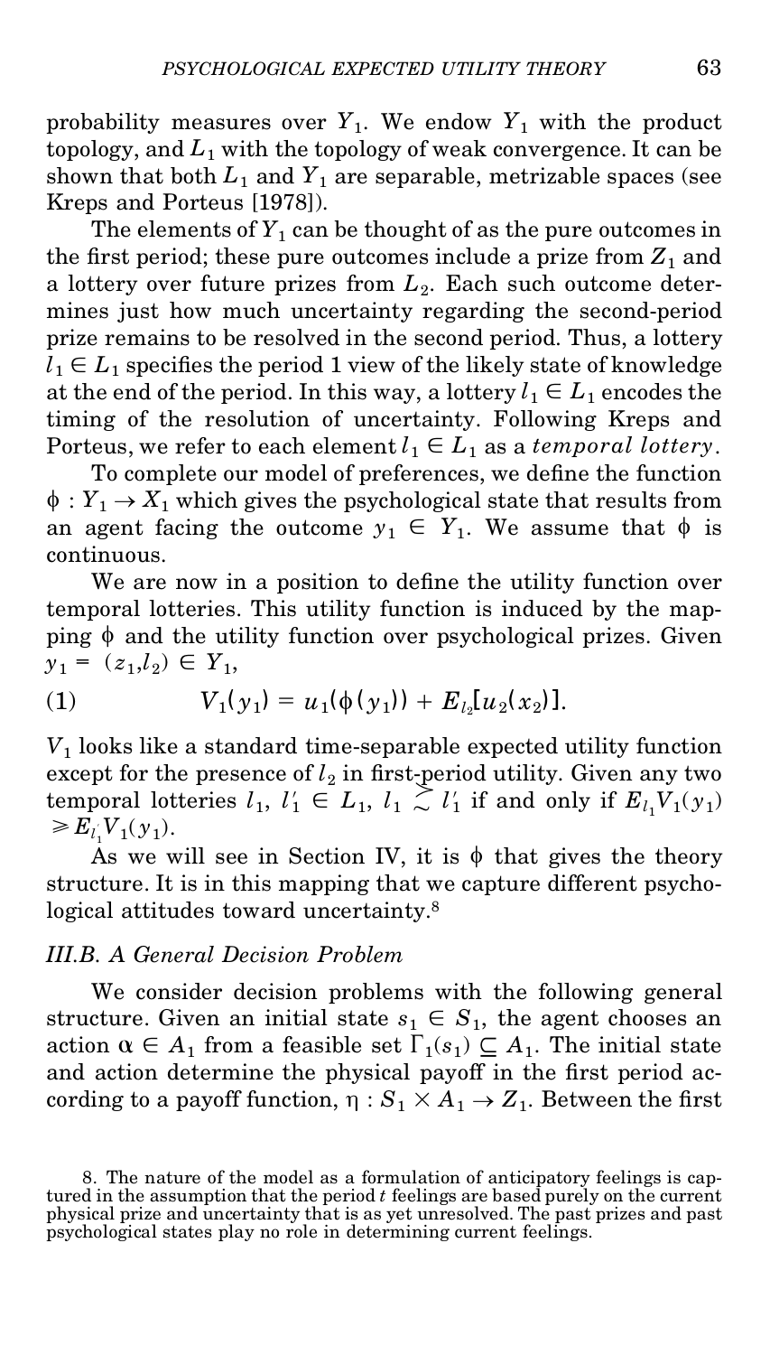probability measures over $Y_1$. We endow $Y_1$ with the product topology, and $L_1$ with the topology of weak convergence. It can be shown that both $L_1$ and $Y_1$ are separable, metrizable spaces (see Kreps and Porteus [1978]).

The elements of $Y_1$ can be thought of as the pure outcomes in the first period; these pure outcomes include a prize from $Z_1$ and a lottery over future prizes from $L_2$. Each such outcome determines just how much uncertainty regarding the second-period prize remains to be resolved in the second period. Thus, a lottery $l_1 \in L_1$ specifies the period 1 view of the likely state of knowledge at the end of the period. In this way, a lottery $l_1 \in L_1$ encodes the timing of the resolution of uncertainty. Following Kreps and Porteus, we refer to each element $l_1 \in L_1$ as a *temporal lottery*.

To complete our model of preferences, we define the function $\phi : Y_1 \to X_1$ which gives the psychological state that results from an agent facing the outcome $y_1 \in Y_1$. We assume that $\phi$ is continuous.

We are now in a position to define the utility function over temporal lotteries. This utility function is induced by the mapping $\phi$ and the utility function over psychological prizes. Given $y_1 = (z_1, l_2) \in Y_1$,

$$V_1(y_1) = u_1(\phi(y_1)) + E_{l_2}[u_2(x_2)]. \tag{1}$$

$V_1$ looks like a standard time-separable expected utility function except for the presence of $l_2$ in first-period utility. Given any two temporal lotteries $l_1, l_1' \in L_1$, $l_1 \succsim l_1'$ if and only if $E_{l_1}V_1(y_1) \geq E_{l_1'}V_1(y_1)$.

As we will see in Section IV, it is $\phi$ that gives the theory structure. It is in this mapping that we capture different psychological attitudes toward uncertainty.[8]

### III.B. A General Decision Problem

We consider decision problems with the following general structure. Given an initial state $s_1 \in S_1$, the agent chooses an action $\alpha \in A_1$ from a feasible set $\Gamma_1(s_1) \subseteq A_1$. The initial state and action determine the physical payoff in the first period according to a payoff function, $\eta : S_1 \times A_1 \to Z_1$. Between the first

8. The nature of the model as a formulation of anticipatory feelings is captured in the assumption that the period $t$ feelings are based purely on the current physical prize and uncertainty that is as yet unresolved. The past prizes and past psychological states play no role in determining current feelings.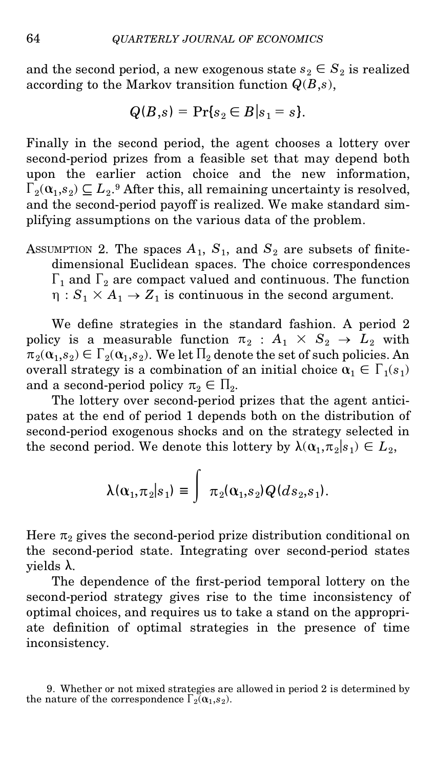and the second period, a new exogenous state $s_2 \in S_2$ is realized according to the Markov transition function $Q(B,s)$,

$$Q(B,s) = \Pr\{s_2 \in B | s_1 = s\}.$$

Finally in the second period, the agent chooses a lottery over second-period prizes from a feasible set that may depend both upon the earlier action choice and the new information, $\Gamma_2(\alpha_1,s_2) \subseteq L_2$.[9] After this, all remaining uncertainty is resolved, and the second-period payoff is realized. We make standard simplifying assumptions on the various data of the problem.

ASSUMPTION 2. The spaces $A_1$, $S_1$, and $S_2$ are subsets of finite-dimensional Euclidean spaces. The choice correspondences $\Gamma_1$ and $\Gamma_2$ are compact valued and continuous. The function $\eta : S_1 \times A_1 \rightarrow Z_1$ is continuous in the second argument.

We define strategies in the standard fashion. A period 2 policy is a measurable function $\pi_2 : A_1 \times S_2 \rightarrow L_2$ with $\pi_2(\alpha_1,s_2) \in \Gamma_2(\alpha_1,s_2)$. We let $\Pi_2$ denote the set of such policies. An overall strategy is a combination of an initial choice $\alpha_1 \in \Gamma_1(s_1)$ and a second-period policy $\pi_2 \in \Pi_2$.

The lottery over second-period prizes that the agent anticipates at the end of period 1 depends both on the distribution of second-period exogenous shocks and on the strategy selected in the second period. We denote this lottery by $\lambda(\alpha_1,\pi_2|s_1) \in L_2$,

$$\lambda(\alpha_1,\pi_2|s_1) \equiv \int \pi_2(\alpha_1,s_2)Q(ds_2,s_1).$$

Here $\pi_2$ gives the second-period prize distribution conditional on the second-period state. Integrating over second-period states yields $\lambda$.

The dependence of the first-period temporal lottery on the second-period strategy gives rise to the time inconsistency of optimal choices, and requires us to take a stand on the appropriate definition of optimal strategies in the presence of time inconsistency.

9. Whether or not mixed strategies are allowed in period 2 is determined by the nature of the correspondence $\Gamma_2(\alpha_1,s_2)$.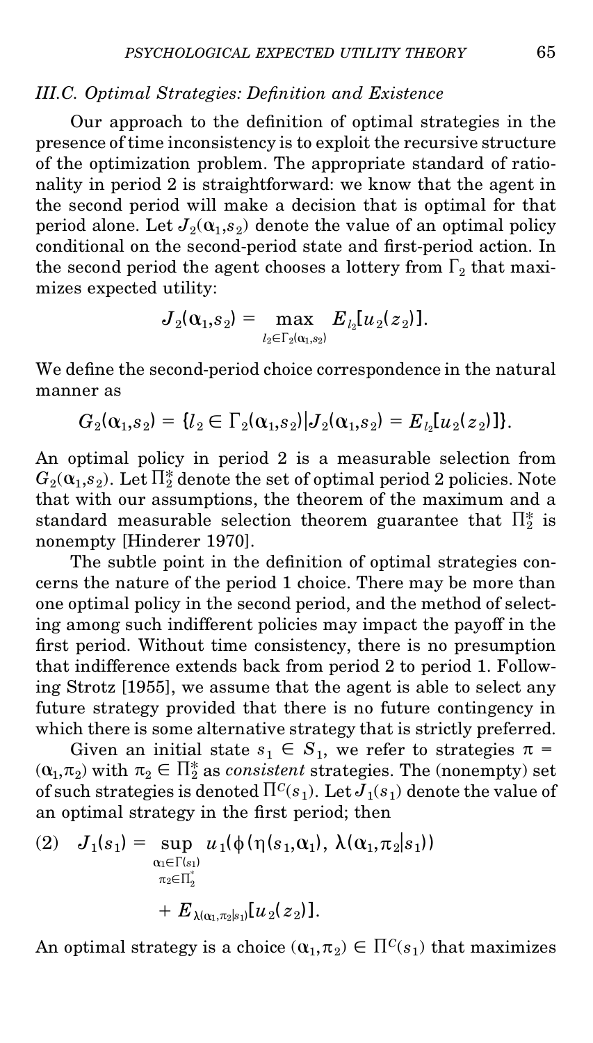### III.C. Optimal Strategies: Definition and Existence

Our approach to the definition of optimal strategies in the presence of time inconsistency is to exploit the recursive structure of the optimization problem. The appropriate standard of rationality in period 2 is straightforward: we know that the agent in the second period will make a decision that is optimal for that period alone. Let $J_2(\alpha_1,s_2)$ denote the value of an optimal policy conditional on the second-period state and first-period action. In the second period the agent chooses a lottery from $\Gamma_2$ that maximizes expected utility:

$$J_2(\alpha_1,s_2) = \max_{l_2 \in \Gamma_2(\alpha_1,s_2)} E_{l_2}[u_2(z_2)].$$

We define the second-period choice correspondence in the natural manner as

$$G_2(\alpha_1,s_2) = \{l_2 \in \Gamma_2(\alpha_1,s_2) | J_2(\alpha_1,s_2) = E_{l_2}[u_2(z_2)]\}.$$

An optimal policy in period 2 is a measurable selection from $G_2(\alpha_1,s_2)$. Let $\Pi_2^*$ denote the set of optimal period 2 policies. Note that with our assumptions, the theorem of the maximum and a standard measurable selection theorem guarantee that $\Pi_2^*$ is nonempty [Hinderer 1970].

The subtle point in the definition of optimal strategies concerns the nature of the period 1 choice. There may be more than one optimal policy in the second period, and the method of selecting among such indifferent policies may impact the payoff in the first period. Without time consistency, there is no presumption that indifference extends back from period 2 to period 1. Following Strotz [1955], we assume that the agent is able to select any future strategy provided that there is no future contingency in which there is some alternative strategy that is strictly preferred.

Given an initial state $s_1 \in S_1$, we refer to strategies $\pi = (\alpha_1,\pi_2)$ with $\pi_2 \in \Pi_2^*$ as *consistent* strategies. The (nonempty) set of such strategies is denoted $\Pi^C(s_1)$. Let $J_1(s_1)$ denote the value of an optimal strategy in the first period; then

$$J_1(s_1) = \sup_{\substack{\alpha_1 \in \Gamma(s_1) \\ \pi_2 \in \Pi_2^*}} u_1(\phi(\eta(s_1,\alpha_1),\ \lambda(\alpha_1,\pi_2|s_1)) + E_{\lambda(\alpha_1,\pi_2|s_1)}[u_2(z_2)]. \tag{2}$$

An optimal strategy is a choice $(\alpha_1,\pi_2) \in \Pi^C(s_1)$ that maximizes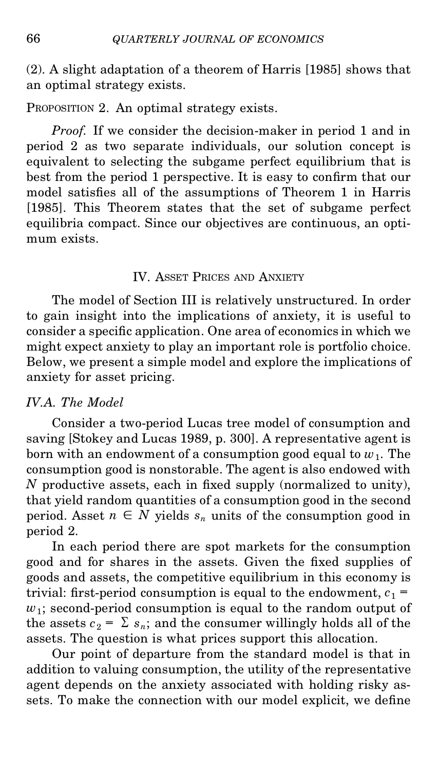(2). A slight adaptation of a theorem of Harris [1985] shows that an optimal strategy exists.

PROPOSITION 2. An optimal strategy exists.

*Proof.* If we consider the decision-maker in period 1 and in period 2 as two separate individuals, our solution concept is equivalent to selecting the subgame perfect equilibrium that is best from the period 1 perspective. It is easy to confirm that our model satisfies all of the assumptions of Theorem 1 in Harris [1985]. This Theorem states that the set of subgame perfect equilibria compact. Since our objectives are continuous, an optimum exists.

## IV. ASSET PRICES AND ANXIETY

The model of Section III is relatively unstructured. In order to gain insight into the implications of anxiety, it is useful to consider a specific application. One area of economics in which we might expect anxiety to play an important role is portfolio choice. Below, we present a simple model and explore the implications of anxiety for asset pricing.

### *IV.A. The Model*

Consider a two-period Lucas tree model of consumption and saving [Stokey and Lucas 1989, p. 300]. A representative agent is born with an endowment of a consumption good equal to $w_1$. The consumption good is nonstorable. The agent is also endowed with $N$ productive assets, each in fixed supply (normalized to unity), that yield random quantities of a consumption good in the second period. Asset $n \in N$ yields $s_n$ units of the consumption good in period 2.

In each period there are spot markets for the consumption good and for shares in the assets. Given the fixed supplies of goods and assets, the competitive equilibrium in this economy is trivial: first-period consumption is equal to the endowment, $c_1 = w_1$; second-period consumption is equal to the random output of the assets $c_2 = \Sigma\, s_n$; and the consumer willingly holds all of the assets. The question is what prices support this allocation.

Our point of departure from the standard model is that in addition to valuing consumption, the utility of the representative agent depends on the anxiety associated with holding risky assets. To make the connection with our model explicit, we define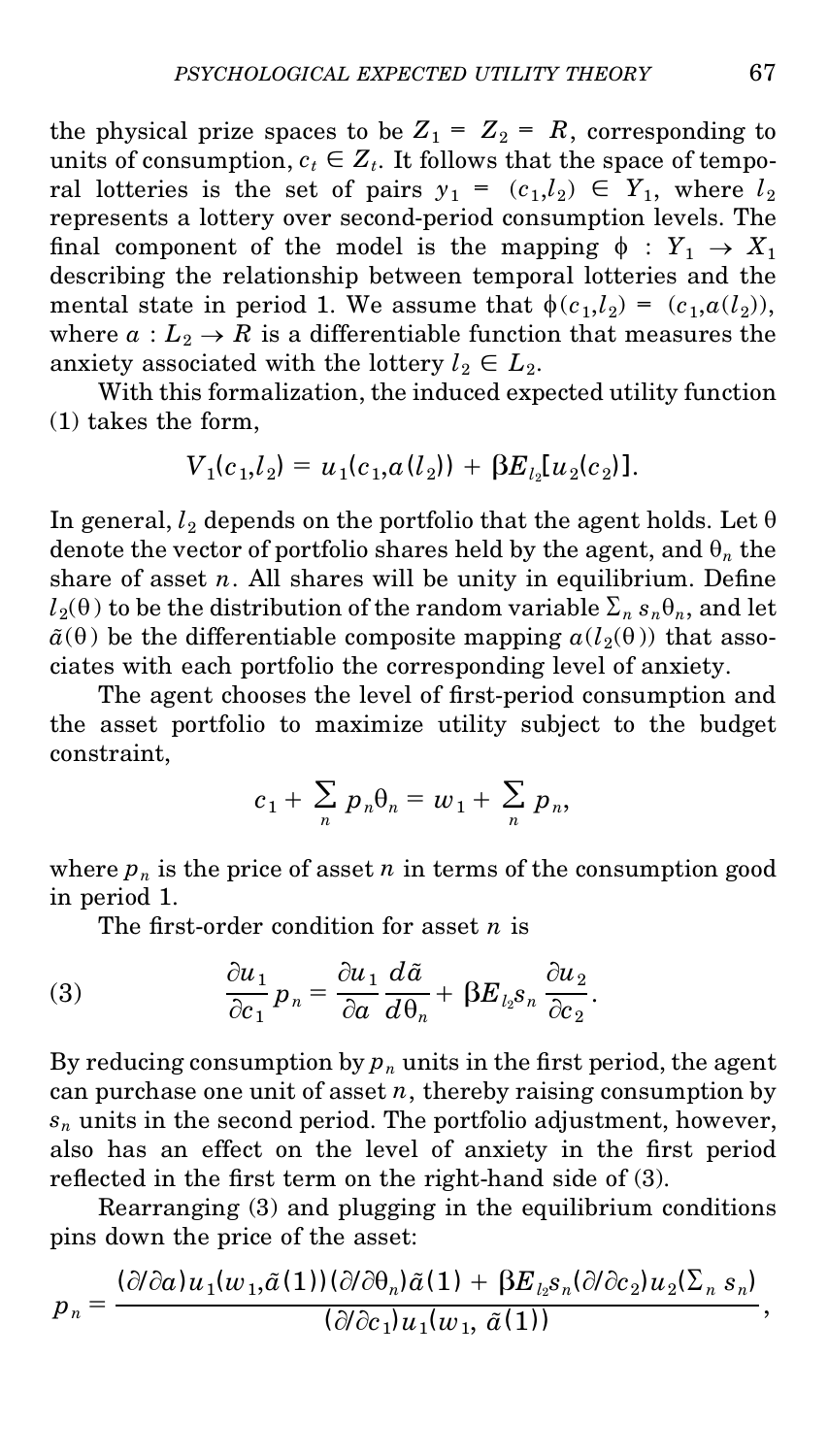the physical prize spaces to be $Z_1 = Z_2 = R$, corresponding to units of consumption, $c_t \in Z_t$. It follows that the space of temporal lotteries is the set of pairs $y_1 = (c_1, l_2) \in Y_1$, where $l_2$ represents a lottery over second-period consumption levels. The final component of the model is the mapping $\phi : Y_1 \rightarrow X_1$ describing the relationship between temporal lotteries and the mental state in period 1. We assume that $\phi(c_1, l_2) = (c_1, a(l_2))$, where $a : L_2 \rightarrow R$ is a differentiable function that measures the anxiety associated with the lottery $l_2 \in L_2$.

With this formalization, the induced expected utility function (1) takes the form,

$$V_1(c_1, l_2) = u_1(c_1, a(l_2)) + \beta E_{l_2}[u_2(c_2)].$$

In general, $l_2$ depends on the portfolio that the agent holds. Let $\theta$ denote the vector of portfolio shares held by the agent, and $\theta_n$ the share of asset $n$. All shares will be unity in equilibrium. Define $l_2(\theta)$ to be the distribution of the random variable $\Sigma_n s_n \theta_n$, and let $\tilde{a}(\theta)$ be the differentiable composite mapping $a(l_2(\theta))$ that associates with each portfolio the corresponding level of anxiety.

The agent chooses the level of first-period consumption and the asset portfolio to maximize utility subject to the budget constraint,

$$c_1 + \sum_n p_n \theta_n = w_1 + \sum_n p_n,$$

where $p_n$ is the price of asset $n$ in terms of the consumption good in period 1.

The first-order condition for asset $n$ is

$$\frac{\partial u_1}{\partial c_1} p_n = \frac{\partial u_1}{\partial a} \frac{d\tilde{a}}{d\theta_n} + \beta E_{l_2} s_n \frac{\partial u_2}{\partial c_2}. \tag{3}$$

By reducing consumption by $p_n$ units in the first period, the agent can purchase one unit of asset $n$, thereby raising consumption by $s_n$ units in the second period. The portfolio adjustment, however, also has an effect on the level of anxiety in the first period reflected in the first term on the right-hand side of (3).

Rearranging (3) and plugging in the equilibrium conditions pins down the price of the asset:

$$p_n = \frac{(\partial/\partial a) u_1(w_1, \tilde{a}(1))(\partial/\partial \theta_n)\tilde{a}(1) + \beta E_{l_2} s_n (\partial/\partial c_2) u_2(\Sigma_n s_n)}{(\partial/\partial c_1) u_1(w_1, \tilde{a}(1))},$$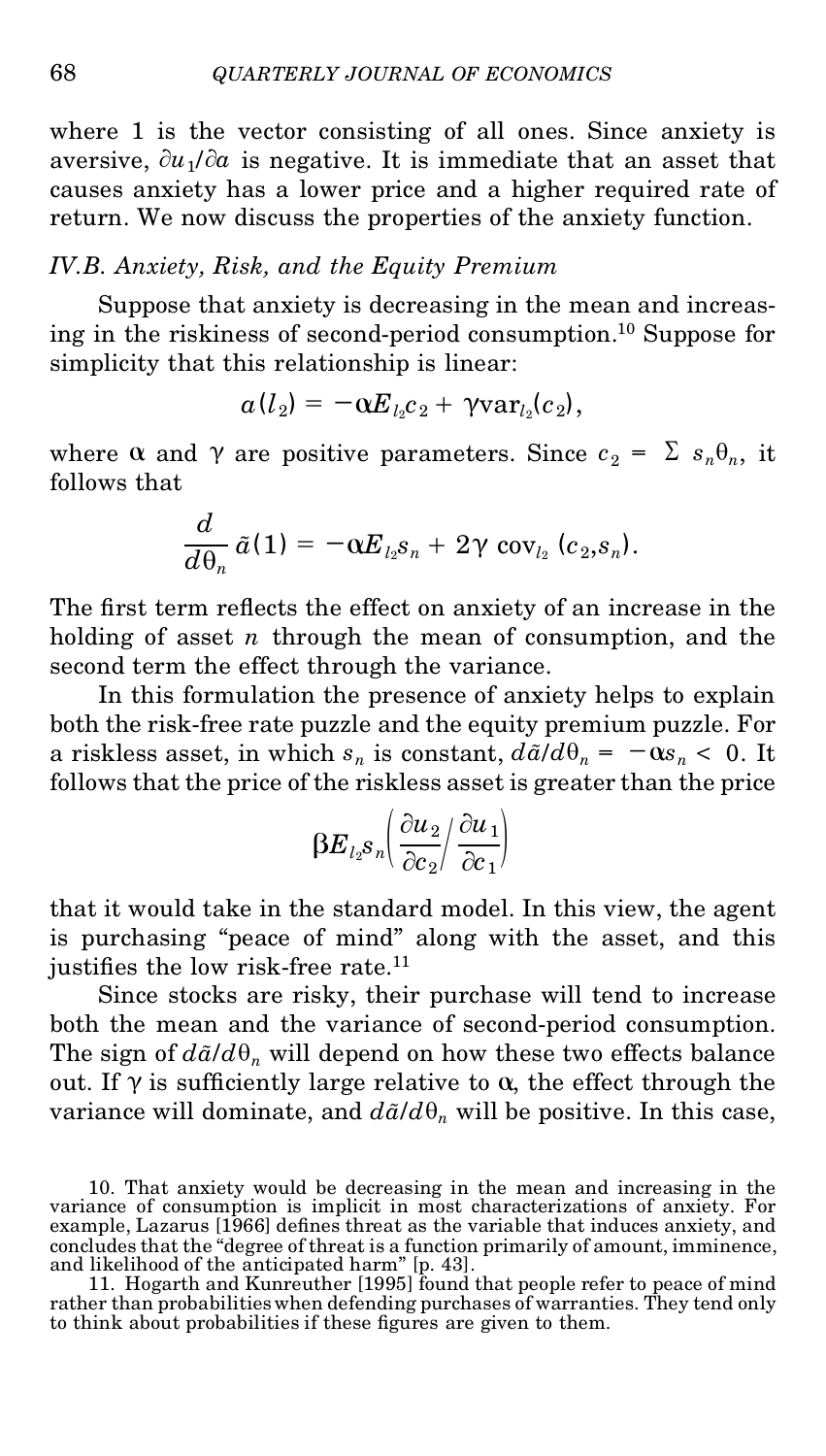where 1 is the vector consisting of all ones. Since anxiety is aversive, $\partial u_1/\partial a$ is negative. It is immediate that an asset that causes anxiety has a lower price and a higher required rate of return. We now discuss the properties of the anxiety function.

### *IV.B. Anxiety, Risk, and the Equity Premium*

Suppose that anxiety is decreasing in the mean and increasing in the riskiness of second-period consumption.[10] Suppose for simplicity that this relationship is linear:

$$a(l_2) = -\alpha E_{l_2} c_2 + \gamma \text{var}_{l_2}(c_2),$$

where $\alpha$ and $\gamma$ are positive parameters. Since $c_2 = \Sigma\, s_n \theta_n$, it follows that

$$\frac{d}{d\theta_n}\tilde{a}(1) = -\alpha E_{l_2} s_n + 2\gamma \text{ cov}_{l_2}(c_2, s_n).$$

The first term reflects the effect on anxiety of an increase in the holding of asset $n$ through the mean of consumption, and the second term the effect through the variance.

In this formulation the presence of anxiety helps to explain both the risk-free rate puzzle and the equity premium puzzle. For a riskless asset, in which $s_n$ is constant, $d\tilde{a}/d\theta_n = -\alpha s_n < 0$. It follows that the price of the riskless asset is greater than the price

$$\beta E_{l_2} s_n \left( \frac{\partial u_2}{\partial c_2} \bigg/ \frac{\partial u_1}{\partial c_1} \right)$$

that it would take in the standard model. In this view, the agent is purchasing "peace of mind" along with the asset, and this justifies the low risk-free rate.[11]

Since stocks are risky, their purchase will tend to increase both the mean and the variance of second-period consumption. The sign of $d\tilde{a}/d\theta_n$ will depend on how these two effects balance out. If $\gamma$ is sufficiently large relative to $\alpha$, the effect through the variance will dominate, and $d\tilde{a}/d\theta_n$ will be positive. In this case,

10. That anxiety would be decreasing in the mean and increasing in the variance of consumption is implicit in most characterizations of anxiety. For example, Lazarus [1966] defines threat as the variable that induces anxiety, and concludes that the "degree of threat is a function primarily of amount, imminence, and likelihood of the anticipated harm" [p. 43].

11. Hogarth and Kunreuther [1995] found that people refer to peace of mind rather than probabilities when defending purchases of warranties. They tend only to think about probabilities if these figures are given to them.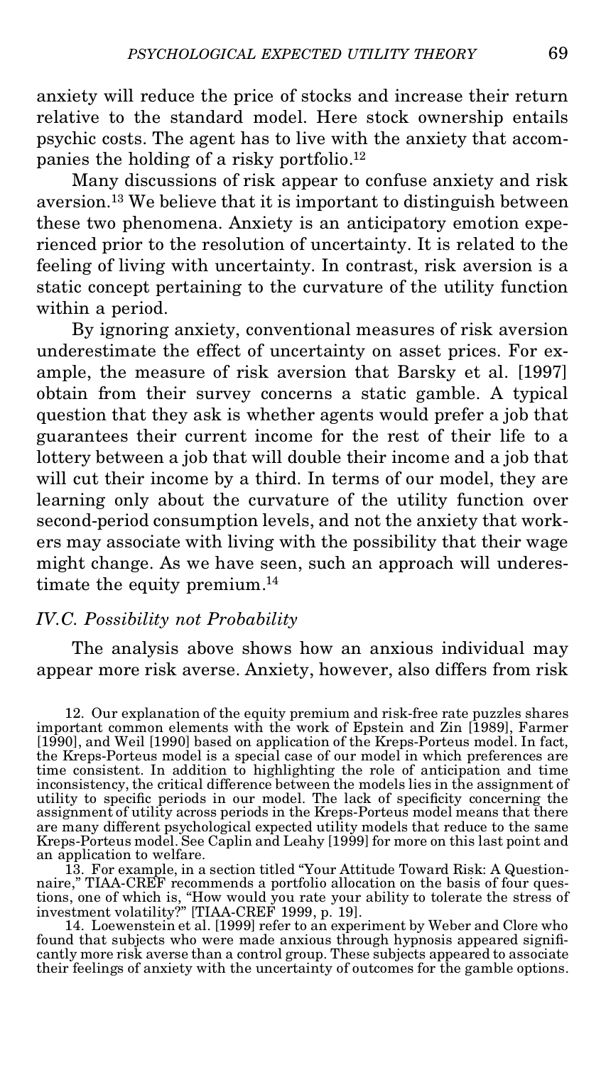anxiety will reduce the price of stocks and increase their return relative to the standard model. Here stock ownership entails psychic costs. The agent has to live with the anxiety that accompanies the holding of a risky portfolio.[12]

Many discussions of risk appear to confuse anxiety and risk aversion.[13] We believe that it is important to distinguish between these two phenomena. Anxiety is an anticipatory emotion experienced prior to the resolution of uncertainty. It is related to the feeling of living with uncertainty. In contrast, risk aversion is a static concept pertaining to the curvature of the utility function within a period.

By ignoring anxiety, conventional measures of risk aversion underestimate the effect of uncertainty on asset prices. For example, the measure of risk aversion that Barsky et al. [1997] obtain from their survey concerns a static gamble. A typical question that they ask is whether agents would prefer a job that guarantees their current income for the rest of their life to a lottery between a job that will double their income and a job that will cut their income by a third. In terms of our model, they are learning only about the curvature of the utility function over second-period consumption levels, and not the anxiety that workers may associate with living with the possibility that their wage might change. As we have seen, such an approach will underestimate the equity premium.[14]

### *IV.C. Possibility not Probability*

The analysis above shows how an anxious individual may appear more risk averse. Anxiety, however, also differs from risk

12. Our explanation of the equity premium and risk-free rate puzzles shares important common elements with the work of Epstein and Zin [1989], Farmer [1990], and Weil [1990] based on application of the Kreps-Porteus model. In fact, the Kreps-Porteus model is a special case of our model in which preferences are time consistent. In addition to highlighting the role of anticipation and time inconsistency, the critical difference between the models lies in the assignment of utility to specific periods in our model. The lack of specificity concerning the assignment of utility across periods in the Kreps-Porteus model means that there are many different psychological expected utility models that reduce to the same Kreps-Porteus model. See Caplin and Leahy [1999] for more on this last point and an application to welfare.

13. For example, in a section titled "Your Attitude Toward Risk: A Questionnaire," TIAA-CREF recommends a portfolio allocation on the basis of four questions, one of which is, "How would you rate your ability to tolerate the stress of investment volatility?" [TIAA-CREF 1999, p. 19].

14. Loewenstein et al. [1999] refer to an experiment by Weber and Clore who found that subjects who were made anxious through hypnosis appeared significantly more risk averse than a control group. These subjects appeared to associate their feelings of anxiety with the uncertainty of outcomes for the gamble options.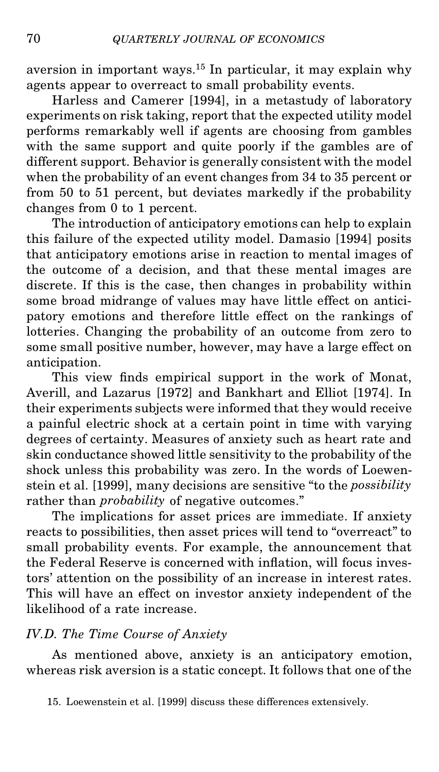aversion in important ways.[15] In particular, it may explain why agents appear to overreact to small probability events.

Harless and Camerer [1994], in a metastudy of laboratory experiments on risk taking, report that the expected utility model performs remarkably well if agents are choosing from gambles with the same support and quite poorly if the gambles are of different support. Behavior is generally consistent with the model when the probability of an event changes from 34 to 35 percent or from 50 to 51 percent, but deviates markedly if the probability changes from 0 to 1 percent.

The introduction of anticipatory emotions can help to explain this failure of the expected utility model. Damasio [1994] posits that anticipatory emotions arise in reaction to mental images of the outcome of a decision, and that these mental images are discrete. If this is the case, then changes in probability within some broad midrange of values may have little effect on anticipatory emotions and therefore little effect on the rankings of lotteries. Changing the probability of an outcome from zero to some small positive number, however, may have a large effect on anticipation.

This view finds empirical support in the work of Monat, Averill, and Lazarus [1972] and Bankhart and Elliot [1974]. In their experiments subjects were informed that they would receive a painful electric shock at a certain point in time with varying degrees of certainty. Measures of anxiety such as heart rate and skin conductance showed little sensitivity to the probability of the shock unless this probability was zero. In the words of Loewenstein et al. [1999], many decisions are sensitive "to the *possibility* rather than *probability* of negative outcomes."

The implications for asset prices are immediate. If anxiety reacts to possibilities, then asset prices will tend to "overreact" to small probability events. For example, the announcement that the Federal Reserve is concerned with inflation, will focus investors' attention on the possibility of an increase in interest rates. This will have an effect on investor anxiety independent of the likelihood of a rate increase.

### *IV.D. The Time Course of Anxiety*

As mentioned above, anxiety is an anticipatory emotion, whereas risk aversion is a static concept. It follows that one of the

15. Loewenstein et al. [1999] discuss these differences extensively.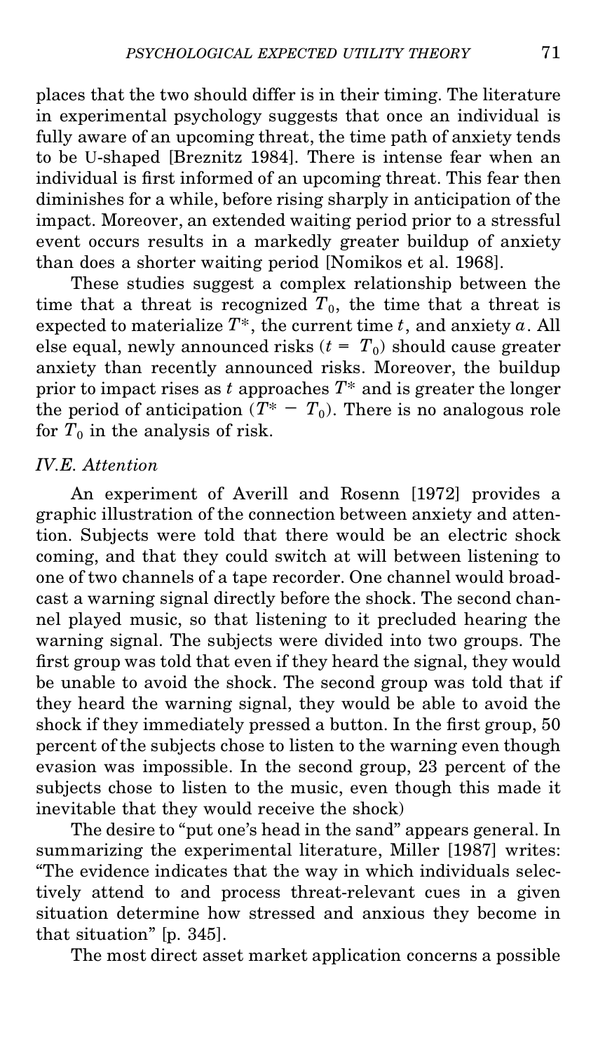places that the two should differ is in their timing. The literature in experimental psychology suggests that once an individual is fully aware of an upcoming threat, the time path of anxiety tends to be U-shaped [Breznitz 1984]. There is intense fear when an individual is first informed of an upcoming threat. This fear then diminishes for a while, before rising sharply in anticipation of the impact. Moreover, an extended waiting period prior to a stressful event occurs results in a markedly greater buildup of anxiety than does a shorter waiting period [Nomikos et al. 1968].

These studies suggest a complex relationship between the time that a threat is recognized $T_0$, the time that a threat is expected to materialize $T^*$, the current time $t$, and anxiety $a$. All else equal, newly announced risks ($t = T_0$) should cause greater anxiety than recently announced risks. Moreover, the buildup prior to impact rises as $t$ approaches $T^*$ and is greater the longer the period of anticipation ($T^* - T_0$). There is no analogous role for $T_0$ in the analysis of risk.

### *IV.E. Attention*

An experiment of Averill and Rosenn [1972] provides a graphic illustration of the connection between anxiety and attention. Subjects were told that there would be an electric shock coming, and that they could switch at will between listening to one of two channels of a tape recorder. One channel would broadcast a warning signal directly before the shock. The second channel played music, so that listening to it precluded hearing the warning signal. The subjects were divided into two groups. The first group was told that even if they heard the signal, they would be unable to avoid the shock. The second group was told that if they heard the warning signal, they would be able to avoid the shock if they immediately pressed a button. In the first group, 50 percent of the subjects chose to listen to the warning even though evasion was impossible. In the second group, 23 percent of the subjects chose to listen to the music, even though this made it inevitable that they would receive the shock)

The desire to "put one's head in the sand" appears general. In summarizing the experimental literature, Miller [1987] writes: "The evidence indicates that the way in which individuals selectively attend to and process threat-relevant cues in a given situation determine how stressed and anxious they become in that situation" [p. 345].

The most direct asset market application concerns a possible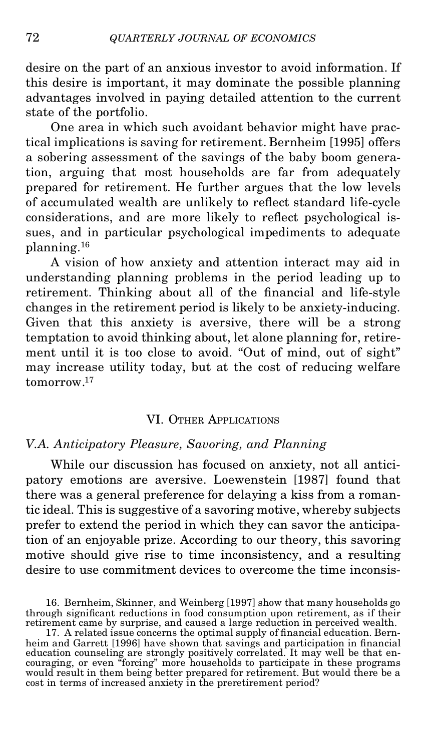desire on the part of an anxious investor to avoid information. If this desire is important, it may dominate the possible planning advantages involved in paying detailed attention to the current state of the portfolio.

One area in which such avoidant behavior might have practical implications is saving for retirement. Bernheim [1995] offers a sobering assessment of the savings of the baby boom generation, arguing that most households are far from adequately prepared for retirement. He further argues that the low levels of accumulated wealth are unlikely to reflect standard life-cycle considerations, and are more likely to reflect psychological issues, and in particular psychological impediments to adequate planning.[16]

A vision of how anxiety and attention interact may aid in understanding planning problems in the period leading up to retirement. Thinking about all of the financial and life-style changes in the retirement period is likely to be anxiety-inducing. Given that this anxiety is aversive, there will be a strong temptation to avoid thinking about, let alone planning for, retirement until it is too close to avoid. "Out of mind, out of sight" may increase utility today, but at the cost of reducing welfare tomorrow.[17]

## VI. Other Applications

### V.A. Anticipatory Pleasure, Savoring, and Planning

While our discussion has focused on anxiety, not all anticipatory emotions are aversive. Loewenstein [1987] found that there was a general preference for delaying a kiss from a romantic ideal. This is suggestive of a savoring motive, whereby subjects prefer to extend the period in which they can savor the anticipation of an enjoyable prize. According to our theory, this savoring motive should give rise to time inconsistency, and a resulting desire to use commitment devices to overcome the time inconsis-

16. Bernheim, Skinner, and Weinberg [1997] show that many households go through significant reductions in food consumption upon retirement, as if their retirement came by surprise, and caused a large reduction in perceived wealth.

17. A related issue concerns the optimal supply of financial education. Bernheim and Garrett [1996] have shown that savings and participation in financial education counseling are strongly positively correlated. It may well be that encouraging, or even "forcing" more households to participate in these programs would result in them being better prepared for retirement. But would there be a cost in terms of increased anxiety in the preretirement period?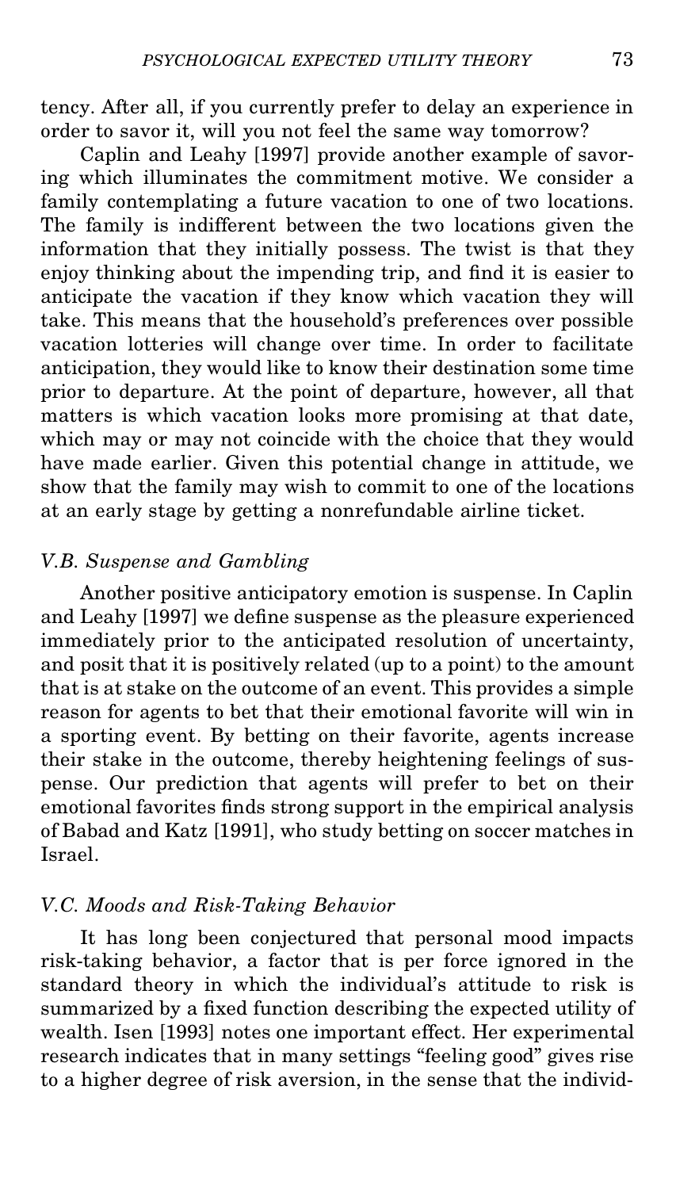tency. After all, if you currently prefer to delay an experience in order to savor it, will you not feel the same way tomorrow?

Caplin and Leahy [1997] provide another example of savoring which illuminates the commitment motive. We consider a family contemplating a future vacation to one of two locations. The family is indifferent between the two locations given the information that they initially possess. The twist is that they enjoy thinking about the impending trip, and find it is easier to anticipate the vacation if they know which vacation they will take. This means that the household's preferences over possible vacation lotteries will change over time. In order to facilitate anticipation, they would like to know their destination some time prior to departure. At the point of departure, however, all that matters is which vacation looks more promising at that date, which may or may not coincide with the choice that they would have made earlier. Given this potential change in attitude, we show that the family may wish to commit to one of the locations at an early stage by getting a nonrefundable airline ticket.

### *V.B. Suspense and Gambling*

Another positive anticipatory emotion is suspense. In Caplin and Leahy [1997] we define suspense as the pleasure experienced immediately prior to the anticipated resolution of uncertainty, and posit that it is positively related (up to a point) to the amount that is at stake on the outcome of an event. This provides a simple reason for agents to bet that their emotional favorite will win in a sporting event. By betting on their favorite, agents increase their stake in the outcome, thereby heightening feelings of suspense. Our prediction that agents will prefer to bet on their emotional favorites finds strong support in the empirical analysis of Babad and Katz [1991], who study betting on soccer matches in Israel.

### *V.C. Moods and Risk-Taking Behavior*

It has long been conjectured that personal mood impacts risk-taking behavior, a factor that is per force ignored in the standard theory in which the individual's attitude to risk is summarized by a fixed function describing the expected utility of wealth. Isen [1993] notes one important effect. Her experimental research indicates that in many settings "feeling good" gives rise to a higher degree of risk aversion, in the sense that the individ-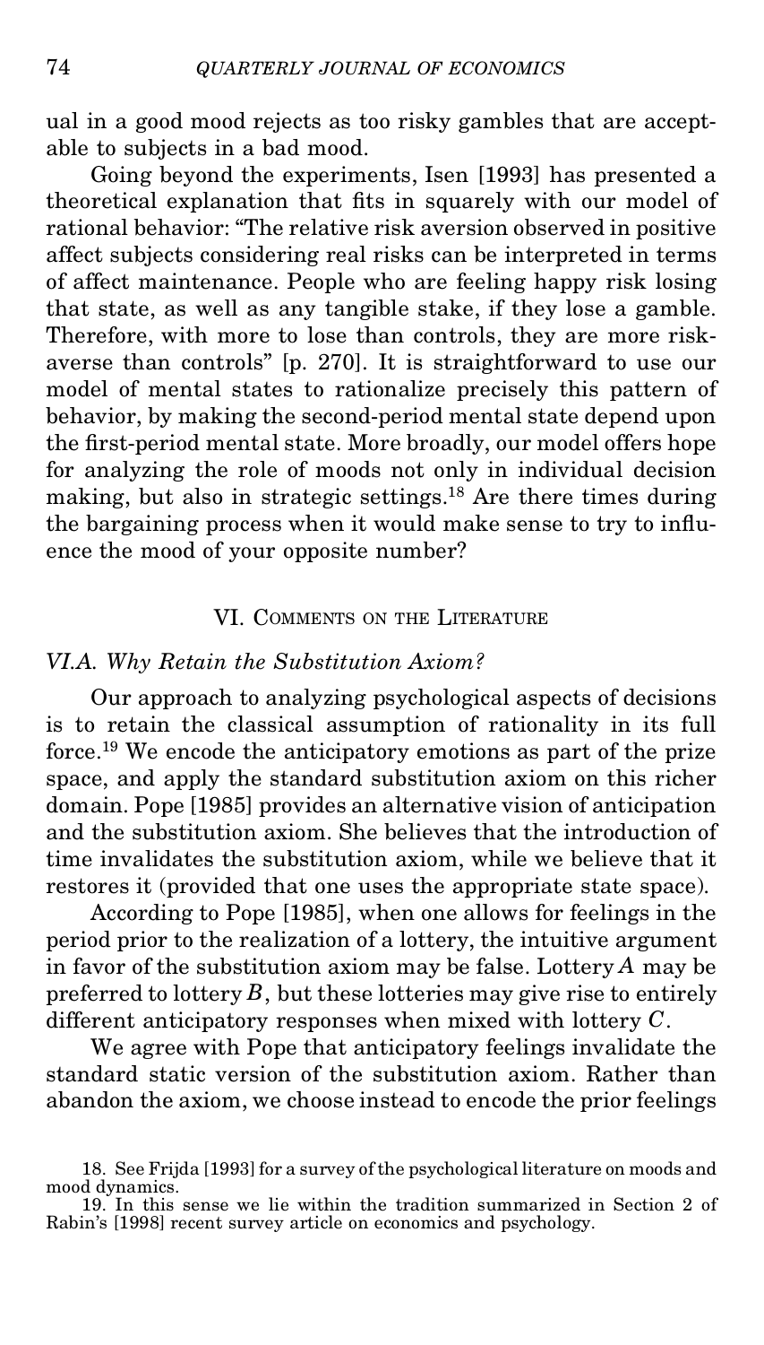ual in a good mood rejects as too risky gambles that are acceptable to subjects in a bad mood.

Going beyond the experiments, Isen [1993] has presented a theoretical explanation that fits in squarely with our model of rational behavior: "The relative risk aversion observed in positive affect subjects considering real risks can be interpreted in terms of affect maintenance. People who are feeling happy risk losing that state, as well as any tangible stake, if they lose a gamble. Therefore, with more to lose than controls, they are more risk-averse than controls" [p. 270]. It is straightforward to use our model of mental states to rationalize precisely this pattern of behavior, by making the second-period mental state depend upon the first-period mental state. More broadly, our model offers hope for analyzing the role of moods not only in individual decision making, but also in strategic settings.[18] Are there times during the bargaining process when it would make sense to try to influence the mood of your opposite number?

## VI. Comments on the Literature

### *VI.A. Why Retain the Substitution Axiom?*

Our approach to analyzing psychological aspects of decisions is to retain the classical assumption of rationality in its full force.[19] We encode the anticipatory emotions as part of the prize space, and apply the standard substitution axiom on this richer domain. Pope [1985] provides an alternative vision of anticipation and the substitution axiom. She believes that the introduction of time invalidates the substitution axiom, while we believe that it restores it (provided that one uses the appropriate state space).

According to Pope [1985], when one allows for feelings in the period prior to the realization of a lottery, the intuitive argument in favor of the substitution axiom may be false. Lottery $A$ may be preferred to lottery $B$, but these lotteries may give rise to entirely different anticipatory responses when mixed with lottery $C$.

We agree with Pope that anticipatory feelings invalidate the standard static version of the substitution axiom. Rather than abandon the axiom, we choose instead to encode the prior feelings

18. See Frijda [1993] for a survey of the psychological literature on moods and mood dynamics.

19. In this sense we lie within the tradition summarized in Section 2 of Rabin's [1998] recent survey article on economics and psychology.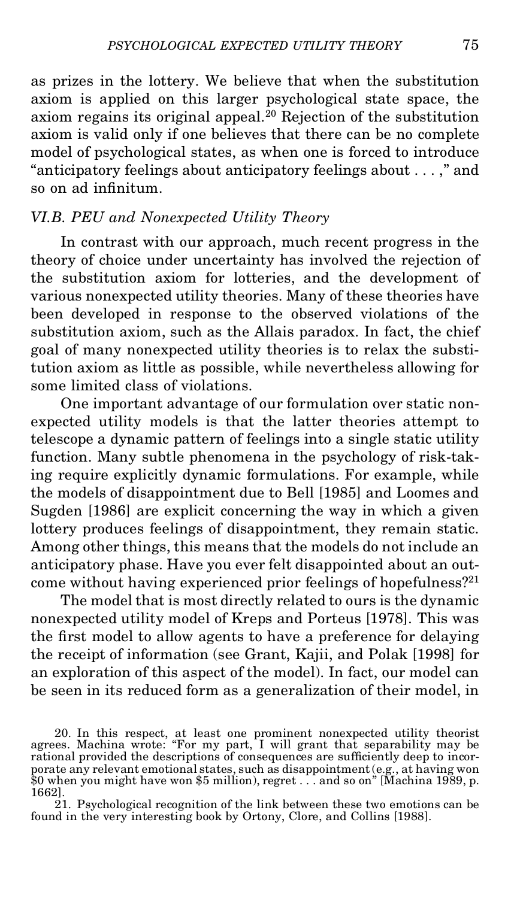as prizes in the lottery. We believe that when the substitution axiom is applied on this larger psychological state space, the axiom regains its original appeal.[20] Rejection of the substitution axiom is valid only if one believes that there can be no complete model of psychological states, as when one is forced to introduce "anticipatory feelings about anticipatory feelings about . . . ," and so on ad infinitum.

### *VI.B. PEU and Nonexpected Utility Theory*

In contrast with our approach, much recent progress in the theory of choice under uncertainty has involved the rejection of the substitution axiom for lotteries, and the development of various nonexpected utility theories. Many of these theories have been developed in response to the observed violations of the substitution axiom, such as the Allais paradox. In fact, the chief goal of many nonexpected utility theories is to relax the substitution axiom as little as possible, while nevertheless allowing for some limited class of violations.

One important advantage of our formulation over static nonexpected utility models is that the latter theories attempt to telescope a dynamic pattern of feelings into a single static utility function. Many subtle phenomena in the psychology of risk-taking require explicitly dynamic formulations. For example, while the models of disappointment due to Bell [1985] and Loomes and Sugden [1986] are explicit concerning the way in which a given lottery produces feelings of disappointment, they remain static. Among other things, this means that the models do not include an anticipatory phase. Have you ever felt disappointed about an outcome without having experienced prior feelings of hopefulness?[21]

The model that is most directly related to ours is the dynamic nonexpected utility model of Kreps and Porteus [1978]. This was the first model to allow agents to have a preference for delaying the receipt of information (see Grant, Kajii, and Polak [1998] for an exploration of this aspect of the model). In fact, our model can be seen in its reduced form as a generalization of their model, in

20. In this respect, at least one prominent nonexpected utility theorist agrees. Machina wrote: "For my part, I will grant that separability may be rational provided the descriptions of consequences are sufficiently deep to incorporate any relevant emotional states, such as disappointment (e.g., at having won \$0 when you might have won \$5 million), regret . . . and so on" [Machina 1989, p. 1662].

21. Psychological recognition of the link between these two emotions can be found in the very interesting book by Ortony, Clore, and Collins [1988].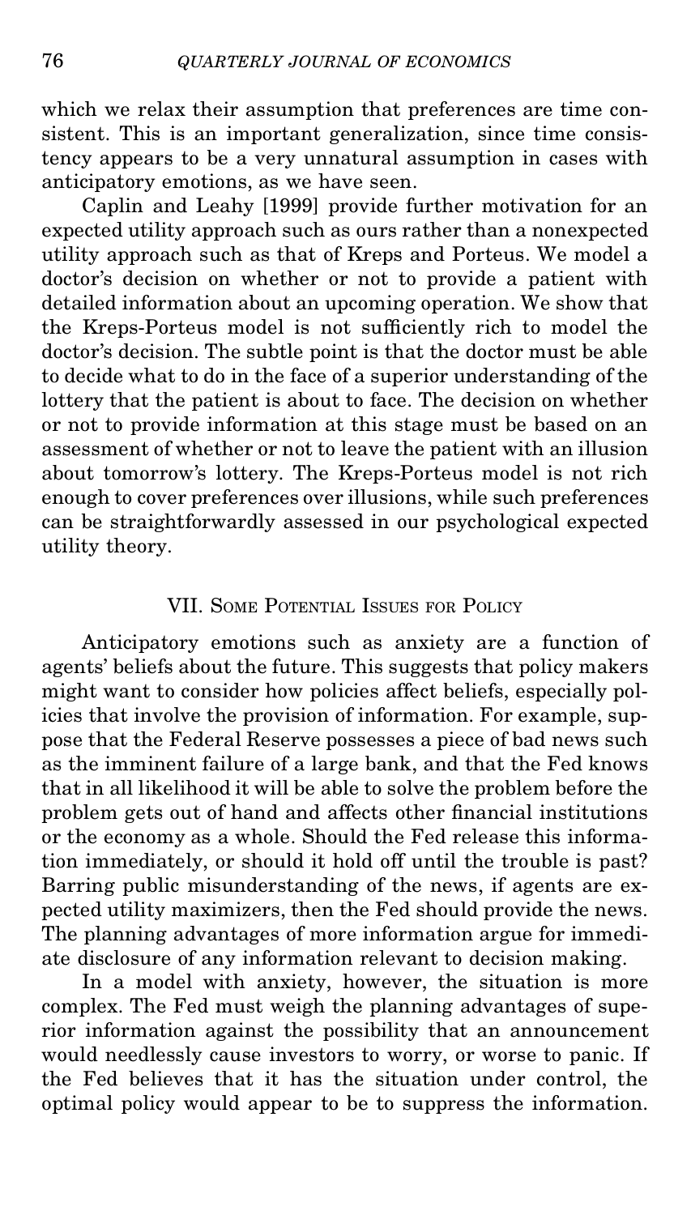which we relax their assumption that preferences are time consistent. This is an important generalization, since time consistency appears to be a very unnatural assumption in cases with anticipatory emotions, as we have seen.

Caplin and Leahy [1999] provide further motivation for an expected utility approach such as ours rather than a nonexpected utility approach such as that of Kreps and Porteus. We model a doctor's decision on whether or not to provide a patient with detailed information about an upcoming operation. We show that the Kreps-Porteus model is not sufficiently rich to model the doctor's decision. The subtle point is that the doctor must be able to decide what to do in the face of a superior understanding of the lottery that the patient is about to face. The decision on whether or not to provide information at this stage must be based on an assessment of whether or not to leave the patient with an illusion about tomorrow's lottery. The Kreps-Porteus model is not rich enough to cover preferences over illusions, while such preferences can be straightforwardly assessed in our psychological expected utility theory.

## VII. Some Potential Issues for Policy

Anticipatory emotions such as anxiety are a function of agents' beliefs about the future. This suggests that policy makers might want to consider how policies affect beliefs, especially policies that involve the provision of information. For example, suppose that the Federal Reserve possesses a piece of bad news such as the imminent failure of a large bank, and that the Fed knows that in all likelihood it will be able to solve the problem before the problem gets out of hand and affects other financial institutions or the economy as a whole. Should the Fed release this information immediately, or should it hold off until the trouble is past? Barring public misunderstanding of the news, if agents are expected utility maximizers, then the Fed should provide the news. The planning advantages of more information argue for immediate disclosure of any information relevant to decision making.

In a model with anxiety, however, the situation is more complex. The Fed must weigh the planning advantages of superior information against the possibility that an announcement would needlessly cause investors to worry, or worse to panic. If the Fed believes that it has the situation under control, the optimal policy would appear to be to suppress the information.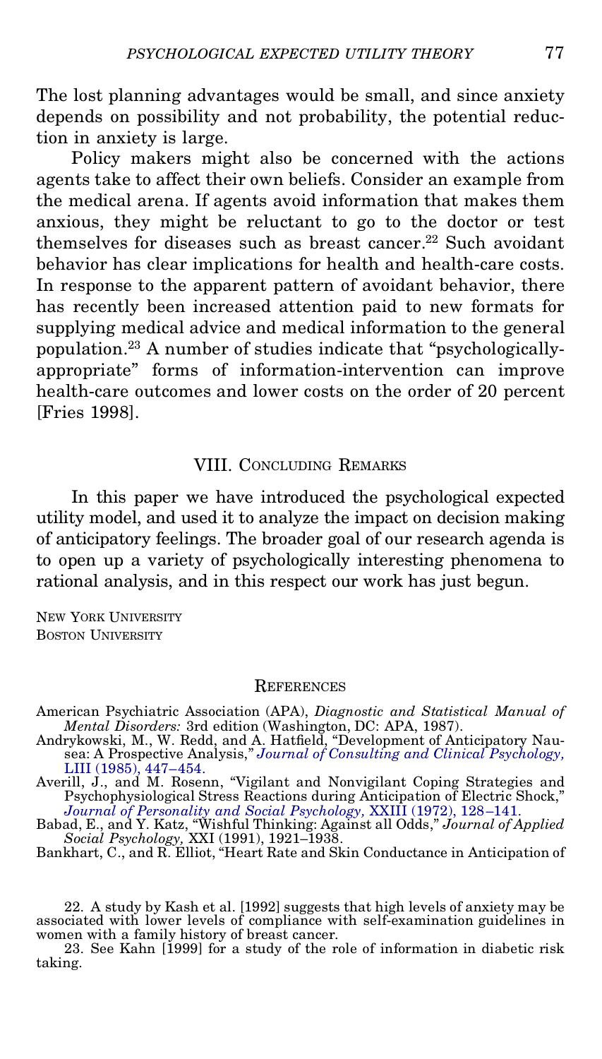The lost planning advantages would be small, and since anxiety depends on possibility and not probability, the potential reduction in anxiety is large.

Policy makers might also be concerned with the actions agents take to affect their own beliefs. Consider an example from the medical arena. If agents avoid information that makes them anxious, they might be reluctant to go to the doctor or test themselves for diseases such as breast cancer.[22] Such avoidant behavior has clear implications for health and health-care costs. In response to the apparent pattern of avoidant behavior, there has recently been increased attention paid to new formats for supplying medical advice and medical information to the general population.[23] A number of studies indicate that "psychologically-appropriate" forms of information-intervention can improve health-care outcomes and lower costs on the order of 20 percent [Fries 1998].

## VIII. Concluding Remarks

In this paper we have introduced the psychological expected utility model, and used it to analyze the impact on decision making of anticipatory feelings. The broader goal of our research agenda is to open up a variety of psychologically interesting phenomena to rational analysis, and in this respect our work has just begun.

New York University
Boston University

## References

American Psychiatric Association (APA), *Diagnostic and Statistical Manual of Mental Disorders:* 3rd edition (Washington, DC: APA, 1987).

Andrykowski, M., W. Redd, and A. Hatfield, "Development of Anticipatory Nausea: A Prospective Analysis," *Journal of Consulting and Clinical Psychology,* LIII (1985), 447–454.

Averill, J., and M. Rosenn, "Vigilant and Nonvigilant Coping Strategies and Psychophysiological Stress Reactions during Anticipation of Electric Shock," *Journal of Personality and Social Psychology,* XXIII (1972), 128–141.

Babad, E., and Y. Katz, "Wishful Thinking: Against all Odds," *Journal of Applied Social Psychology,* XXI (1991), 1921–1938.

Bankhart, C., and R. Elliot, "Heart Rate and Skin Conductance in Anticipation of

22. A study by Kash et al. [1992] suggests that high levels of anxiety may be associated with lower levels of compliance with self-examination guidelines in women with a family history of breast cancer.

23. See Kahn [1999] for a study of the role of information in diabetic risk taking.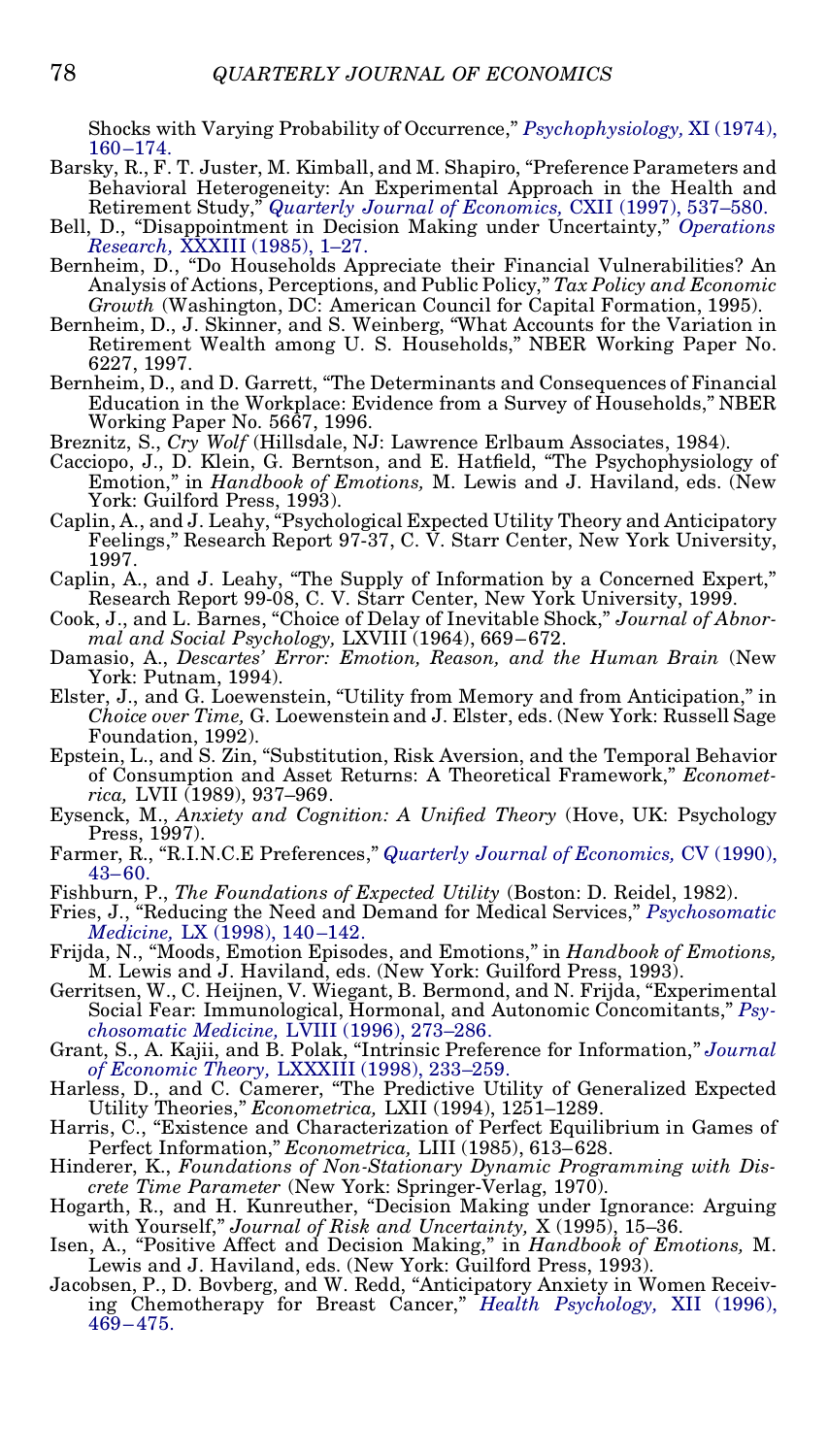Shocks with Varying Probability of Occurrence," *Psychophysiology,* XI (1974), 160–174.

Barsky, R., F. T. Juster, M. Kimball, and M. Shapiro, "Preference Parameters and Behavioral Heterogeneity: An Experimental Approach in the Health and Retirement Study," *Quarterly Journal of Economics,* CXII (1997), 537–580.

Bell, D., "Disappointment in Decision Making under Uncertainty," *Operations Research,* XXXIII (1985), 1–27.

Bernheim, D., "Do Households Appreciate their Financial Vulnerabilities? An Analysis of Actions, Perceptions, and Public Policy," *Tax Policy and Economic Growth* (Washington, DC: American Council for Capital Formation, 1995).

Bernheim, D., J. Skinner, and S. Weinberg, "What Accounts for the Variation in Retirement Wealth among U. S. Households," NBER Working Paper No. 6227, 1997.

Bernheim, D., and D. Garrett, "The Determinants and Consequences of Financial Education in the Workplace: Evidence from a Survey of Households," NBER Working Paper No. 5667, 1996.

Breznitz, S., *Cry Wolf* (Hillsdale, NJ: Lawrence Erlbaum Associates, 1984).

Cacciopo, J., D. Klein, G. Berntson, and E. Hatfield, "The Psychophysiology of Emotion," in *Handbook of Emotions,* M. Lewis and J. Haviland, eds. (New York: Guilford Press, 1993).

Caplin, A., and J. Leahy, "Psychological Expected Utility Theory and Anticipatory Feelings," Research Report 97-37, C. V. Starr Center, New York University, 1997.

Caplin, A., and J. Leahy, "The Supply of Information by a Concerned Expert," Research Report 99-08, C. V. Starr Center, New York University, 1999.

Cook, J., and L. Barnes, "Choice of Delay of Inevitable Shock," *Journal of Abnormal and Social Psychology,* LXVIII (1964), 669–672.

Damasio, A., *Descartes' Error: Emotion, Reason, and the Human Brain* (New York: Putnam, 1994).

Elster, J., and G. Loewenstein, "Utility from Memory and from Anticipation," in *Choice over Time,* G. Loewenstein and J. Elster, eds. (New York: Russell Sage Foundation, 1992).

Epstein, L., and S. Zin, "Substitution, Risk Aversion, and the Temporal Behavior of Consumption and Asset Returns: A Theoretical Framework," *Econometrica,* LVII (1989), 937–969.

Eysenck, M., *Anxiety and Cognition: A Unified Theory* (Hove, UK: Psychology Press, 1997).

Farmer, R., "R.I.N.C.E Preferences," *Quarterly Journal of Economics,* CV (1990), 43–60.

Fishburn, P., *The Foundations of Expected Utility* (Boston: D. Reidel, 1982).

Fries, J., "Reducing the Need and Demand for Medical Services," *Psychosomatic Medicine,* LX (1998), 140–142.

Frijda, N., "Moods, Emotion Episodes, and Emotions," in *Handbook of Emotions,* M. Lewis and J. Haviland, eds. (New York: Guilford Press, 1993).

Gerritsen, W., C. Heijnen, V. Wiegant, B. Bermond, and N. Frijda, "Experimental Social Fear: Immunological, Hormonal, and Autonomic Concomitants," *Psychosomatic Medicine,* LVIII (1996), 273–286.

Grant, S., A. Kajii, and B. Polak, "Intrinsic Preference for Information," *Journal of Economic Theory,* LXXXIII (1998), 233–259.

Harless, D., and C. Camerer, "The Predictive Utility of Generalized Expected Utility Theories," *Econometrica,* LXII (1994), 1251–1289.

Harris, C., "Existence and Characterization of Perfect Equilibrium in Games of Perfect Information," *Econometrica,* LIII (1985), 613–628.

Hinderer, K., *Foundations of Non-Stationary Dynamic Programming with Discrete Time Parameter* (New York: Springer-Verlag, 1970).

Hogarth, R., and H. Kunreuther, "Decision Making under Ignorance: Arguing with Yourself," *Journal of Risk and Uncertainty,* X (1995), 15–36.

Isen, A., "Positive Affect and Decision Making," in *Handbook of Emotions,* M. Lewis and J. Haviland, eds. (New York: Guilford Press, 1993).

Jacobsen, P., D. Bovberg, and W. Redd, "Anticipatory Anxiety in Women Receiving Chemotherapy for Breast Cancer," *Health Psychology,* XII (1996), 469–475.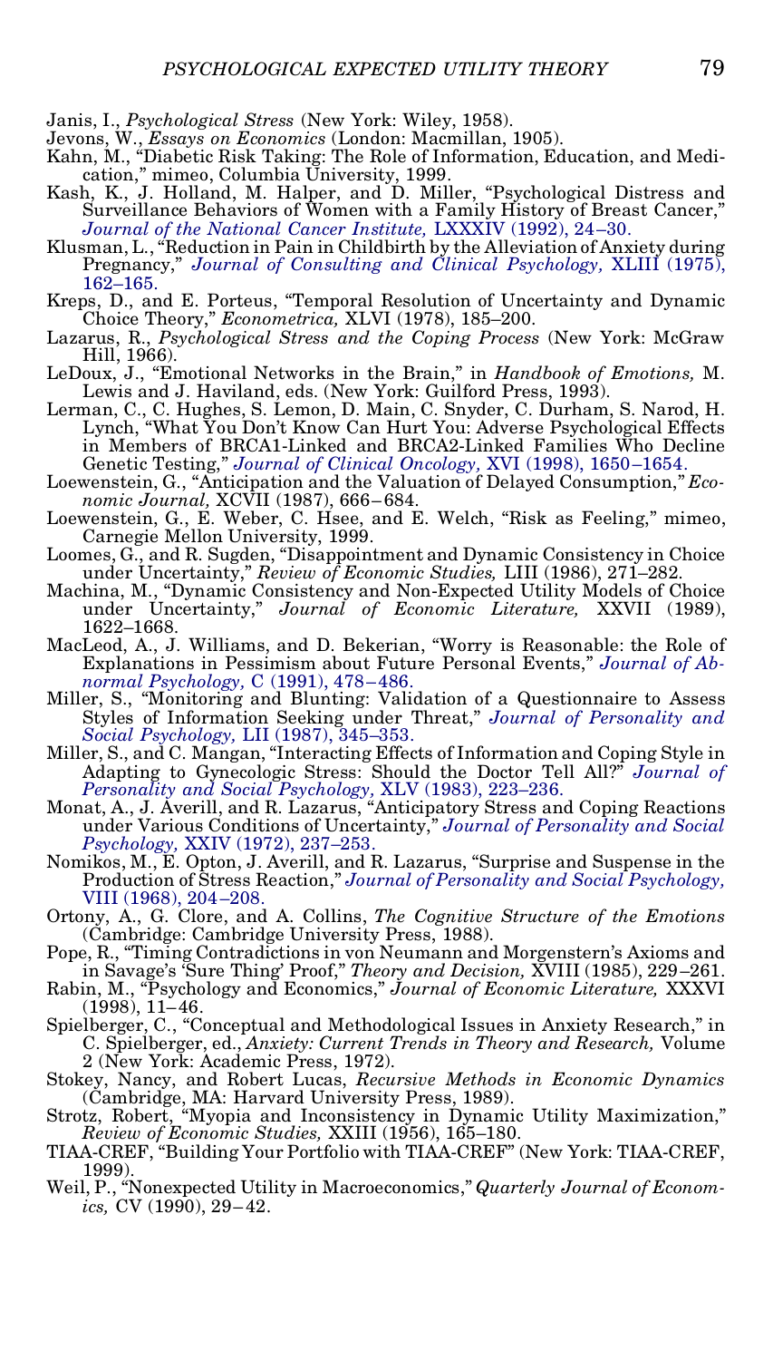Janis, I., *Psychological Stress* (New York: Wiley, 1958).

Jevons, W., *Essays on Economics* (London: Macmillan, 1905).

Kahn, M., "Diabetic Risk Taking: The Role of Information, Education, and Medication," mimeo, Columbia University, 1999.

Kash, K., J. Holland, M. Halper, and D. Miller, "Psychological Distress and Surveillance Behaviors of Women with a Family History of Breast Cancer," *Journal of the National Cancer Institute,* LXXXIV (1992), 24–30.

Klusman, L., "Reduction in Pain in Childbirth by the Alleviation of Anxiety during Pregnancy," *Journal of Consulting and Clinical Psychology,* XLIII (1975), 162–165.

Kreps, D., and E. Porteus, "Temporal Resolution of Uncertainty and Dynamic Choice Theory," *Econometrica,* XLVI (1978), 185–200.

Lazarus, R., *Psychological Stress and the Coping Process* (New York: McGraw Hill, 1966).

LeDoux, J., "Emotional Networks in the Brain," in *Handbook of Emotions,* M. Lewis and J. Haviland, eds. (New York: Guilford Press, 1993).

Lerman, C., C. Hughes, S. Lemon, D. Main, C. Snyder, C. Durham, S. Narod, H. Lynch, "What You Don't Know Can Hurt You: Adverse Psychological Effects in Members of BRCA1-Linked and BRCA2-Linked Families Who Decline Genetic Testing," *Journal of Clinical Oncology,* XVI (1998), 1650–1654.

Loewenstein, G., "Anticipation and the Valuation of Delayed Consumption," *Economic Journal,* XCVII (1987), 666–684.

Loewenstein, G., E. Weber, C. Hsee, and E. Welch, "Risk as Feeling," mimeo, Carnegie Mellon University, 1999.

Loomes, G., and R. Sugden, "Disappointment and Dynamic Consistency in Choice under Uncertainty," *Review of Economic Studies,* LIII (1986), 271–282.

Machina, M., "Dynamic Consistency and Non-Expected Utility Models of Choice under Uncertainty," *Journal of Economic Literature,* XXVII (1989), 1622–1668.

MacLeod, A., J. Williams, and D. Bekerian, "Worry is Reasonable: the Role of Explanations in Pessimism about Future Personal Events," *Journal of Abnormal Psychology,* C (1991), 478–486.

Miller, S., "Monitoring and Blunting: Validation of a Questionnaire to Assess Styles of Information Seeking under Threat," *Journal of Personality and Social Psychology,* LII (1987), 345–353.

Miller, S., and C. Mangan, "Interacting Effects of Information and Coping Style in Adapting to Gynecologic Stress: Should the Doctor Tell All?" *Journal of Personality and Social Psychology,* XLV (1983), 223–236.

Monat, A., J. Averill, and R. Lazarus, "Anticipatory Stress and Coping Reactions under Various Conditions of Uncertainty," *Journal of Personality and Social Psychology,* XXIV (1972), 237–253.

Nomikos, M., E. Opton, J. Averill, and R. Lazarus, "Surprise and Suspense in the Production of Stress Reaction," *Journal of Personality and Social Psychology,* VIII (1968), 204–208.

Ortony, A., G. Clore, and A. Collins, *The Cognitive Structure of the Emotions* (Cambridge: Cambridge University Press, 1988).

Pope, R., "Timing Contradictions in von Neumann and Morgenstern's Axioms and in Savage's 'Sure Thing' Proof," *Theory and Decision,* XVIII (1985), 229–261.

Rabin, M., "Psychology and Economics," *Journal of Economic Literature,* XXXVI (1998), 11–46.

Spielberger, C., "Conceptual and Methodological Issues in Anxiety Research," in C. Spielberger, ed., *Anxiety: Current Trends in Theory and Research,* Volume 2 (New York: Academic Press, 1972).

Stokey, Nancy, and Robert Lucas, *Recursive Methods in Economic Dynamics* (Cambridge, MA: Harvard University Press, 1989).

Strotz, Robert, "Myopia and Inconsistency in Dynamic Utility Maximization," *Review of Economic Studies,* XXIII (1956), 165–180.

TIAA-CREF, "Building Your Portfolio with TIAA-CREF" (New York: TIAA-CREF, 1999).

Weil, P., "Nonexpected Utility in Macroeconomics," *Quarterly Journal of Economics,* CV (1990), 29–42.